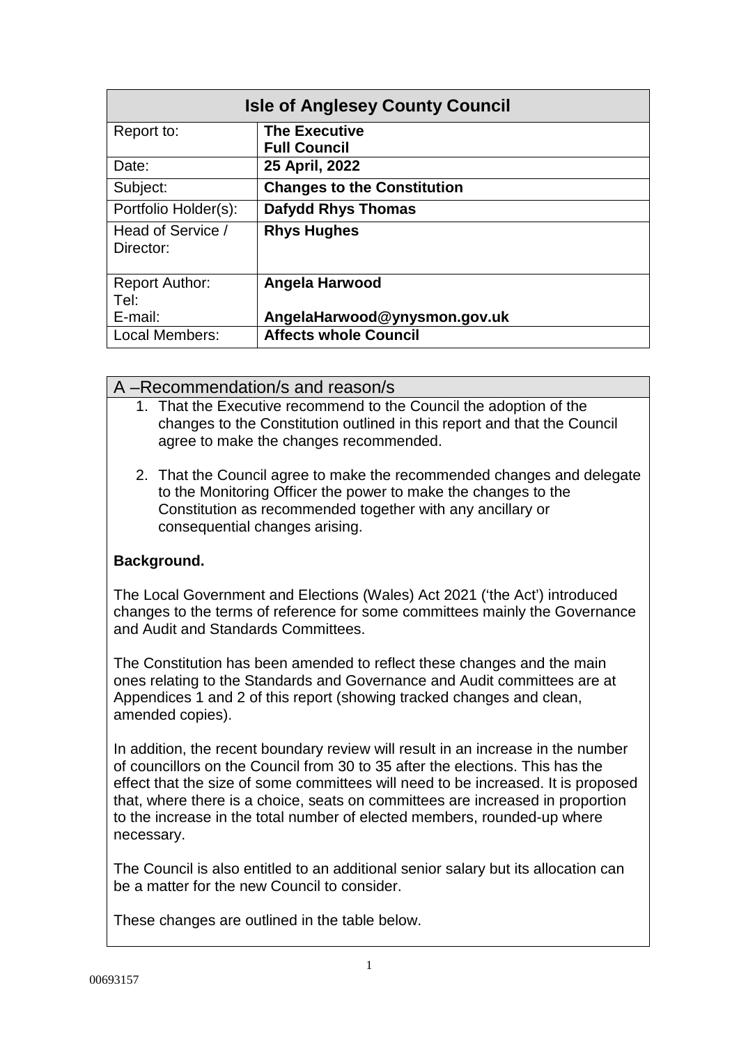| Isle of Anglesey County Council | |
|---|---|
| Report to: | **The Executive**<br>**Full Council** |
| Date: | **25 April, 2022** |
| Subject: | **Changes to the Constitution** |
| Portfolio Holder(s): | **Dafydd Rhys Thomas** |
| Head of Service / Director: | **Rhys Hughes** |
| Report Author:<br>Tel:<br>E-mail: | **Angela Harwood**<br><br>**AngelaHarwood@ynysmon.gov.uk** |
| Local Members: | **Affects whole Council** |

## A –Recommendation/s and reason/s

1. That the Executive recommend to the Council the adoption of the changes to the Constitution outlined in this report and that the Council agree to make the changes recommended.

2. That the Council agree to make the recommended changes and delegate to the Monitoring Officer the power to make the changes to the Constitution as recommended together with any ancillary or consequential changes arising.

**Background.**

The Local Government and Elections (Wales) Act 2021 ('the Act') introduced changes to the terms of reference for some committees mainly the Governance and Audit and Standards Committees.

The Constitution has been amended to reflect these changes and the main ones relating to the Standards and Governance and Audit committees are at Appendices 1 and 2 of this report (showing tracked changes and clean, amended copies).

In addition, the recent boundary review will result in an increase in the number of councillors on the Council from 30 to 35 after the elections. This has the effect that the size of some committees will need to be increased. It is proposed that, where there is a choice, seats on committees are increased in proportion to the increase in the total number of elected members, rounded-up where necessary.

The Council is also entitled to an additional senior salary but its allocation can be a matter for the new Council to consider.

These changes are outlined in the table below.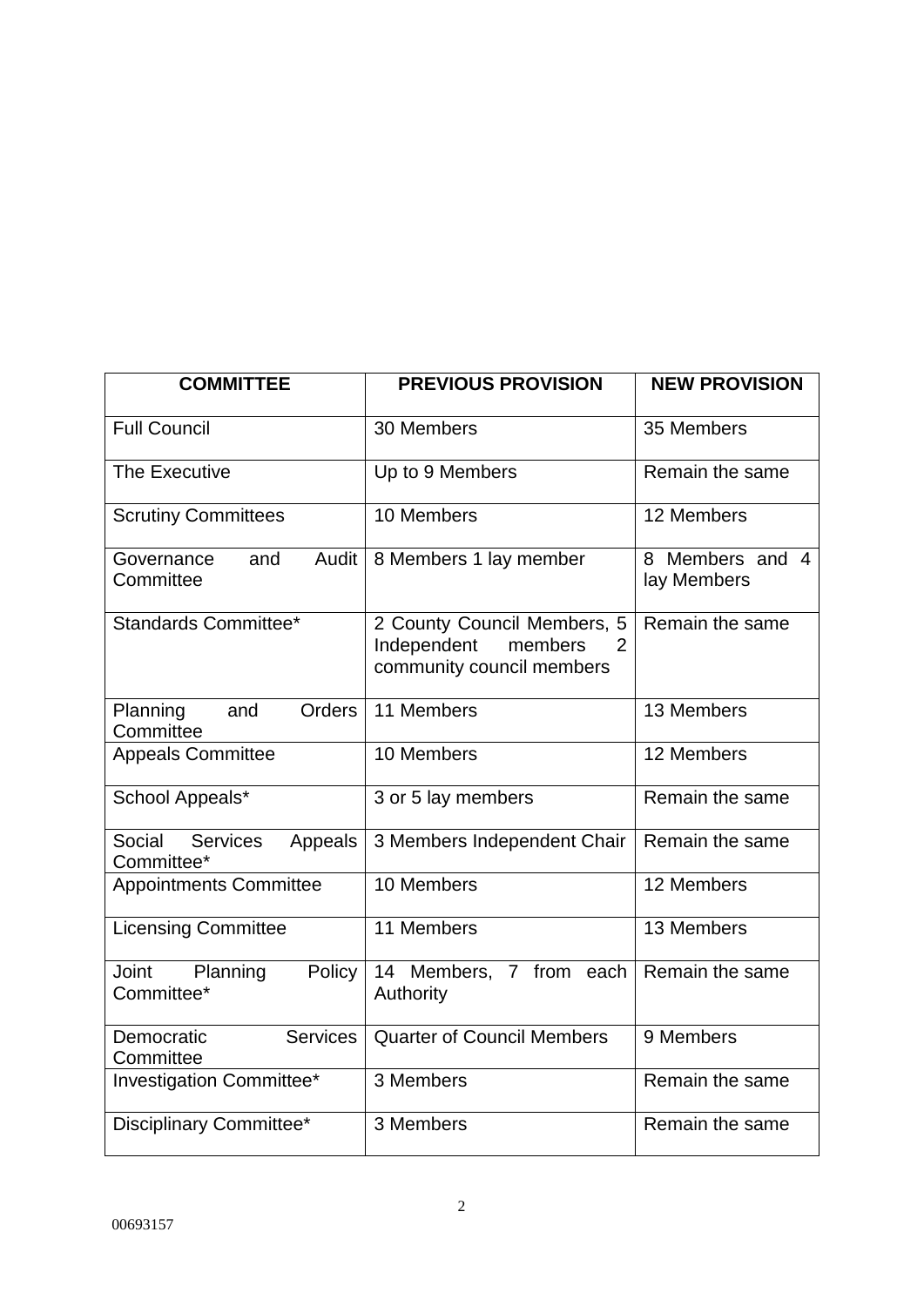| COMMITTEE | PREVIOUS PROVISION | NEW PROVISION |
|---|---|---|
| Full Council | 30 Members | 35 Members |
| The Executive | Up to 9 Members | Remain the same |
| Scrutiny Committees | 10 Members | 12 Members |
| Governance and Audit Committee | 8 Members 1 lay member | 8 Members and 4 lay Members |
| Standards Committee* | 2 County Council Members, 5 Independent members 2 community council members | Remain the same |
| Planning and Orders Committee | 11 Members | 13 Members |
| Appeals Committee | 10 Members | 12 Members |
| School Appeals* | 3 or 5 lay members | Remain the same |
| Social Services Appeals Committee* | 3 Members Independent Chair | Remain the same |
| Appointments Committee | 10 Members | 12 Members |
| Licensing Committee | 11 Members | 13 Members |
| Joint Planning Policy Committee* | 14 Members, 7 from each Authority | Remain the same |
| Democratic Services Committee | Quarter of Council Members | 9 Members |
| Investigation Committee* | 3 Members | Remain the same |
| Disciplinary Committee* | 3 Members | Remain the same |

00693157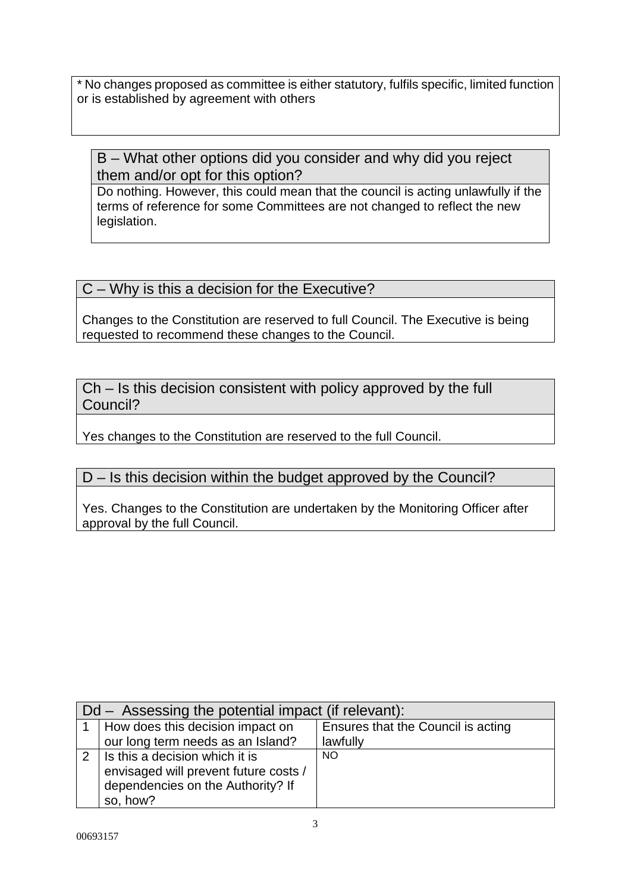* No changes proposed as committee is either statutory, fulfils specific, limited function or is established by agreement with others

## B – What other options did you consider and why did you reject them and/or opt for this option?

Do nothing. However, this could mean that the council is acting unlawfully if the terms of reference for some Committees are not changed to reflect the new legislation.

## C – Why is this a decision for the Executive?

Changes to the Constitution are reserved to full Council. The Executive is being requested to recommend these changes to the Council.

## Ch – Is this decision consistent with policy approved by the full Council?

Yes changes to the Constitution are reserved to the full Council.

## D – Is this decision within the budget approved by the Council?

Yes. Changes to the Constitution are undertaken by the Monitoring Officer after approval by the full Council.

| Dd – Assessing the potential impact (if relevant): | | |
|---|---|---|
| 1 | How does this decision impact on our long term needs as an Island? | Ensures that the Council is acting lawfully |
| 2 | Is this a decision which it is envisaged will prevent future costs / dependencies on the Authority? If so, how? | NO |

00693157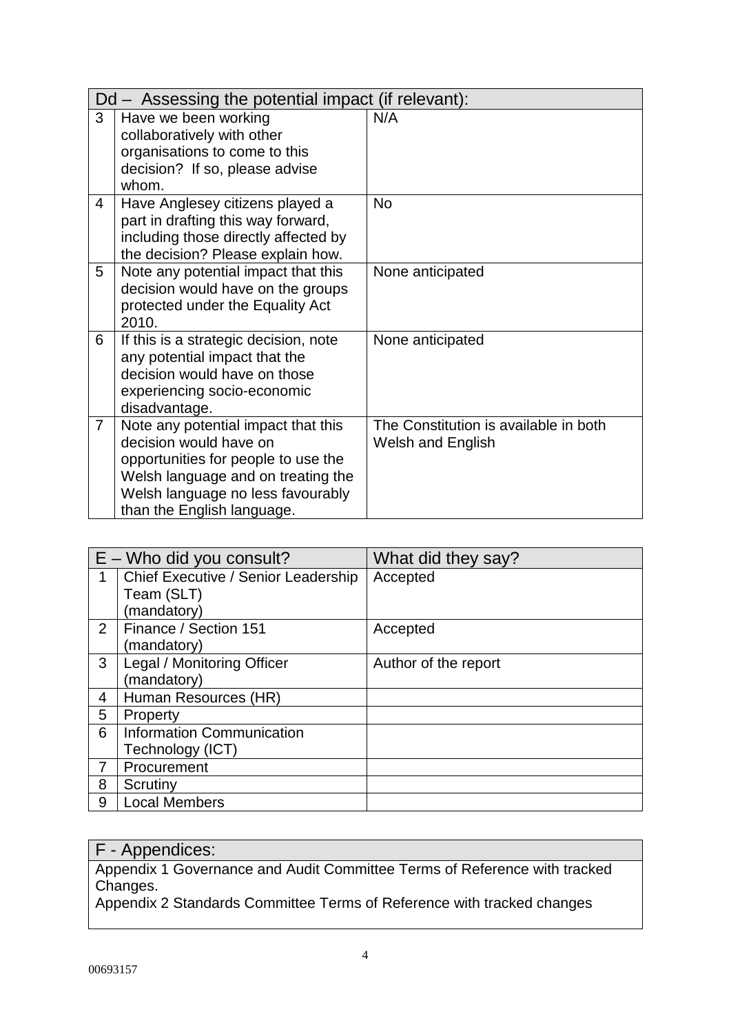| Dd – Assessing the potential impact (if relevant): | | |
|---|---|---|
| 3 | Have we been working collaboratively with other organisations to come to this decision? If so, please advise whom. | N/A |
| 4 | Have Anglesey citizens played a part in drafting this way forward, including those directly affected by the decision? Please explain how. | No |
| 5 | Note any potential impact that this decision would have on the groups protected under the Equality Act 2010. | None anticipated |
| 6 | If this is a strategic decision, note any potential impact that the decision would have on those experiencing socio-economic disadvantage. | None anticipated |
| 7 | Note any potential impact that this decision would have on opportunities for people to use the Welsh language and on treating the Welsh language no less favourably than the English language. | The Constitution is available in both Welsh and English |

| E – Who did you consult? | | What did they say? |
|---|---|---|
| 1 | Chief Executive / Senior Leadership Team (SLT) (mandatory) | Accepted |
| 2 | Finance / Section 151 (mandatory) | Accepted |
| 3 | Legal / Monitoring Officer (mandatory) | Author of the report |
| 4 | Human Resources (HR) | |
| 5 | Property | |
| 6 | Information Communication Technology (ICT) | |
| 7 | Procurement | |
| 8 | Scrutiny | |
| 9 | Local Members | |

| F - Appendices: |
|---|
| Appendix 1 Governance and Audit Committee Terms of Reference with tracked Changes.<br>Appendix 2 Standards Committee Terms of Reference with tracked changes |

00693157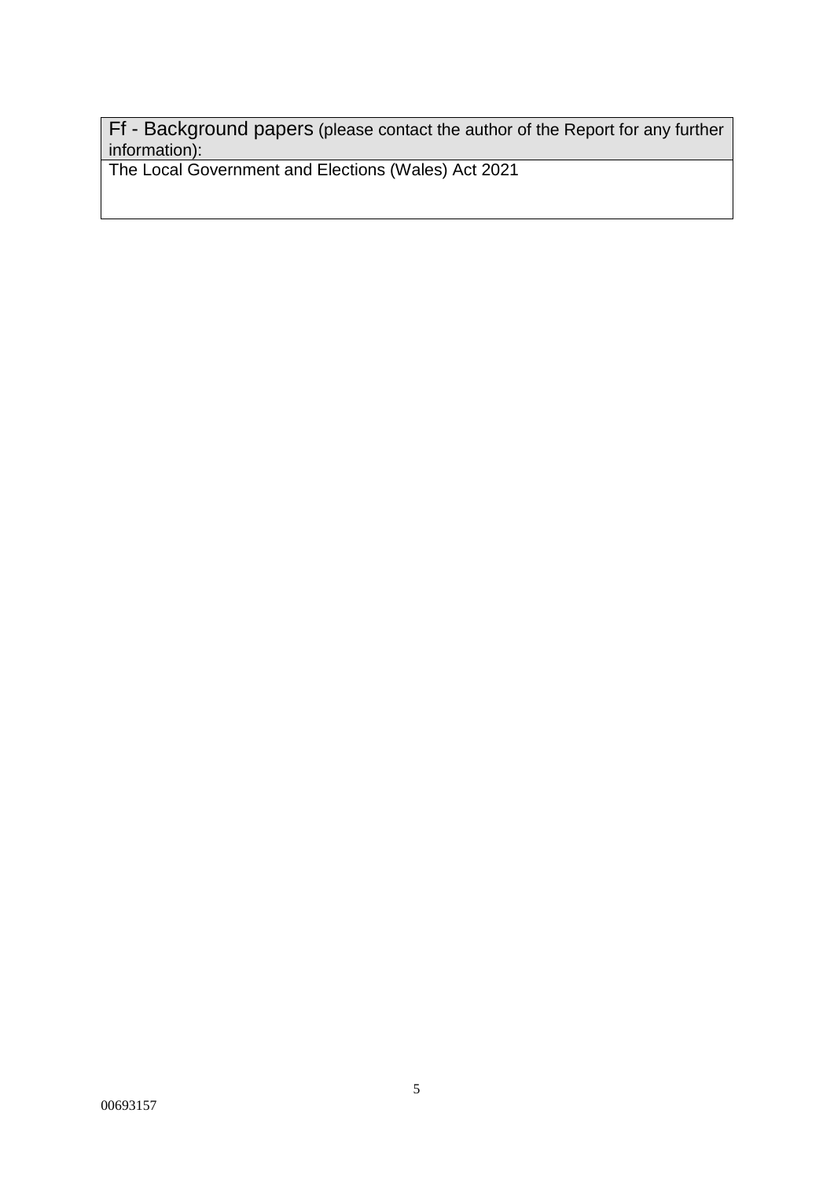| Ff - Background papers (please contact the author of the Report for any further information): |
| --- |
| The Local Government and Elections (Wales) Act 2021 |

00693157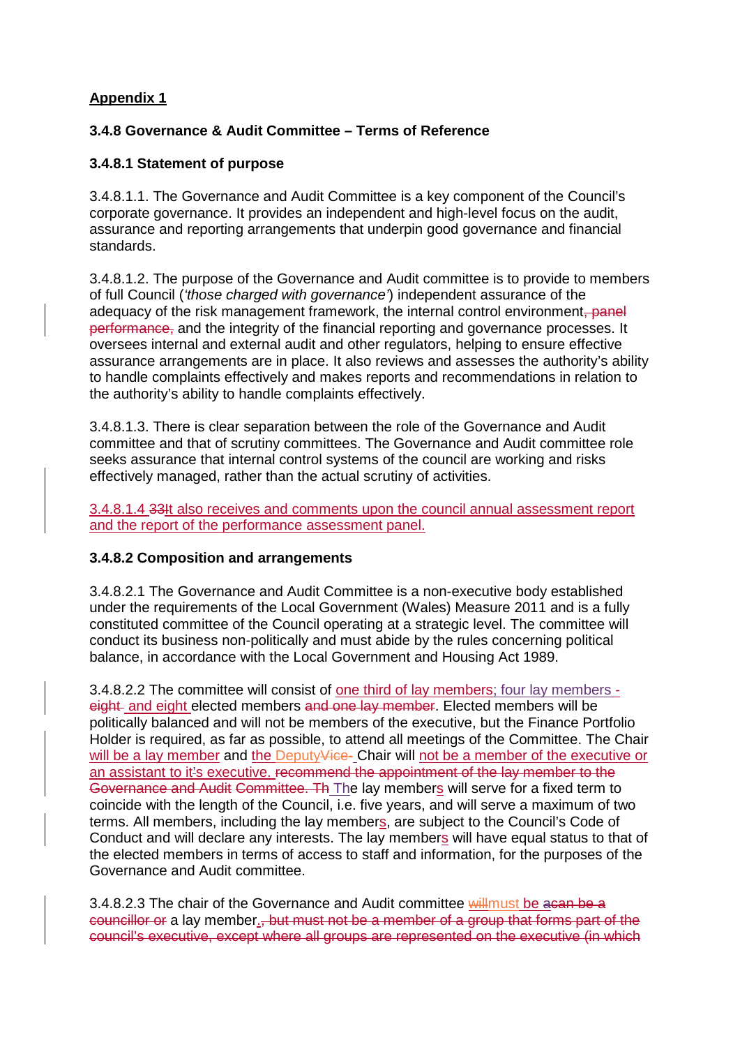**Appendix 1**

### 3.4.8 Governance & Audit Committee – Terms of Reference

#### 3.4.8.1 Statement of purpose

3.4.8.1.1. The Governance and Audit Committee is a key component of the Council's corporate governance. It provides an independent and high-level focus on the audit, assurance and reporting arrangements that underpin good governance and financial standards.

3.4.8.1.2. The purpose of the Governance and Audit committee is to provide to members of full Council (*'those charged with governance'*) independent assurance of the adequacy of the risk management framework, the internal control environment~~, panel performance,~~ and the integrity of the financial reporting and governance processes. It oversees internal and external audit and other regulators, helping to ensure effective assurance arrangements are in place. It also reviews and assesses the authority's ability to handle complaints effectively and makes reports and recommendations in relation to the authority's ability to handle complaints effectively.

3.4.8.1.3. There is clear separation between the role of the Governance and Audit committee and that of scrutiny committees. The Governance and Audit committee role seeks assurance that internal control systems of the council are working and risks effectively managed, rather than the actual scrutiny of activities.

3.4.8.1.4 ~~33~~It also receives and comments upon the council annual assessment report and the report of the performance assessment panel.

#### 3.4.8.2 Composition and arrangements

3.4.8.2.1 The Governance and Audit Committee is a non-executive body established under the requirements of the Local Government (Wales) Measure 2011 and is a fully constituted committee of the Council operating at a strategic level. The committee will conduct its business non-politically and must abide by the rules concerning political balance, in accordance with the Local Government and Housing Act 1989.

3.4.8.2.2 The committee will consist of one third of lay members; four lay members - ~~eight~~ and eight elected members ~~and one lay member~~. Elected members will be politically balanced and will not be members of the executive, but the Finance Portfolio Holder is required, as far as possible, to attend all meetings of the Committee. The Chair will be a lay member and the Deputy~~Vice-~~ Chair will not be a member of the executive or an assistant to it's executive. ~~recommend the appointment of the lay member to the Governance and Audit Committee. Th~~ The lay members will serve for a fixed term to coincide with the length of the Council, i.e. five years, and will serve a maximum of two terms. All members, including the lay members, are subject to the Council's Code of Conduct and will declare any interests. The lay members will have equal status to that of the elected members in terms of access to staff and information, for the purposes of the Governance and Audit committee.

3.4.8.2.3 The chair of the Governance and Audit committee ~~will~~must be ~~a~~~~can be a councillor or~~ a lay member. ~~, but must not be a member of a group that forms part of the council's executive, except where all groups are represented on the executive (in which~~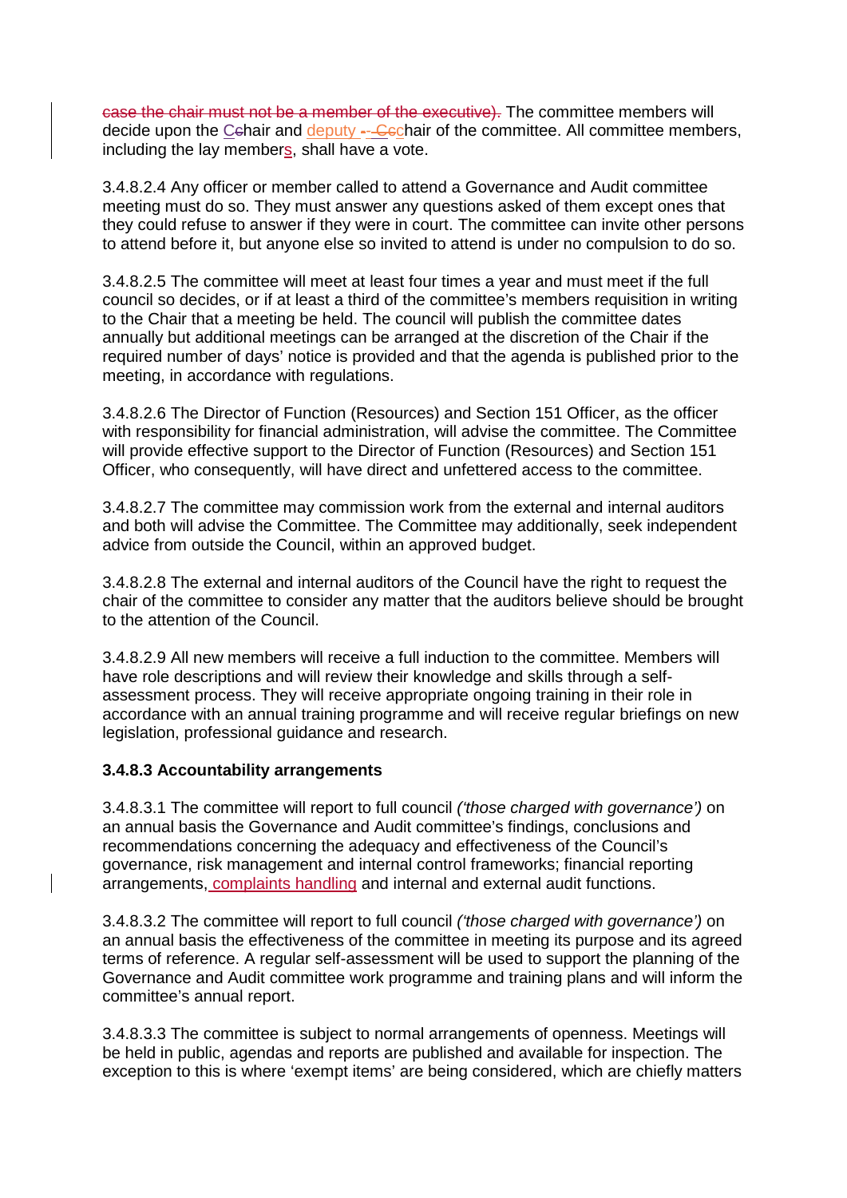~~case the chair must not be a member of the executive).~~ The committee members will decide upon the Chair and deputy Chair of the committee. All committee members, including the lay members, shall have a vote.

3.4.8.2.4 Any officer or member called to attend a Governance and Audit committee meeting must do so. They must answer any questions asked of them except ones that they could refuse to answer if they were in court. The committee can invite other persons to attend before it, but anyone else so invited to attend is under no compulsion to do so.

3.4.8.2.5 The committee will meet at least four times a year and must meet if the full council so decides, or if at least a third of the committee's members requisition in writing to the Chair that a meeting be held. The council will publish the committee dates annually but additional meetings can be arranged at the discretion of the Chair if the required number of days' notice is provided and that the agenda is published prior to the meeting, in accordance with regulations.

3.4.8.2.6 The Director of Function (Resources) and Section 151 Officer, as the officer with responsibility for financial administration, will advise the committee. The Committee will provide effective support to the Director of Function (Resources) and Section 151 Officer, who consequently, will have direct and unfettered access to the committee.

3.4.8.2.7 The committee may commission work from the external and internal auditors and both will advise the Committee. The Committee may additionally, seek independent advice from outside the Council, within an approved budget.

3.4.8.2.8 The external and internal auditors of the Council have the right to request the chair of the committee to consider any matter that the auditors believe should be brought to the attention of the Council.

3.4.8.2.9 All new members will receive a full induction to the committee. Members will have role descriptions and will review their knowledge and skills through a self-assessment process. They will receive appropriate ongoing training in their role in accordance with an annual training programme and will receive regular briefings on new legislation, professional guidance and research.

**3.4.8.3 Accountability arrangements**

3.4.8.3.1 The committee will report to full council *('those charged with governance')* on an annual basis the Governance and Audit committee's findings, conclusions and recommendations concerning the adequacy and effectiveness of the Council's governance, risk management and internal control frameworks; financial reporting arrangements, complaints handling and internal and external audit functions.

3.4.8.3.2 The committee will report to full council *('those charged with governance')* on an annual basis the effectiveness of the committee in meeting its purpose and its agreed terms of reference. A regular self-assessment will be used to support the planning of the Governance and Audit committee work programme and training plans and will inform the committee's annual report.

3.4.8.3.3 The committee is subject to normal arrangements of openness. Meetings will be held in public, agendas and reports are published and available for inspection. The exception to this is where 'exempt items' are being considered, which are chiefly matters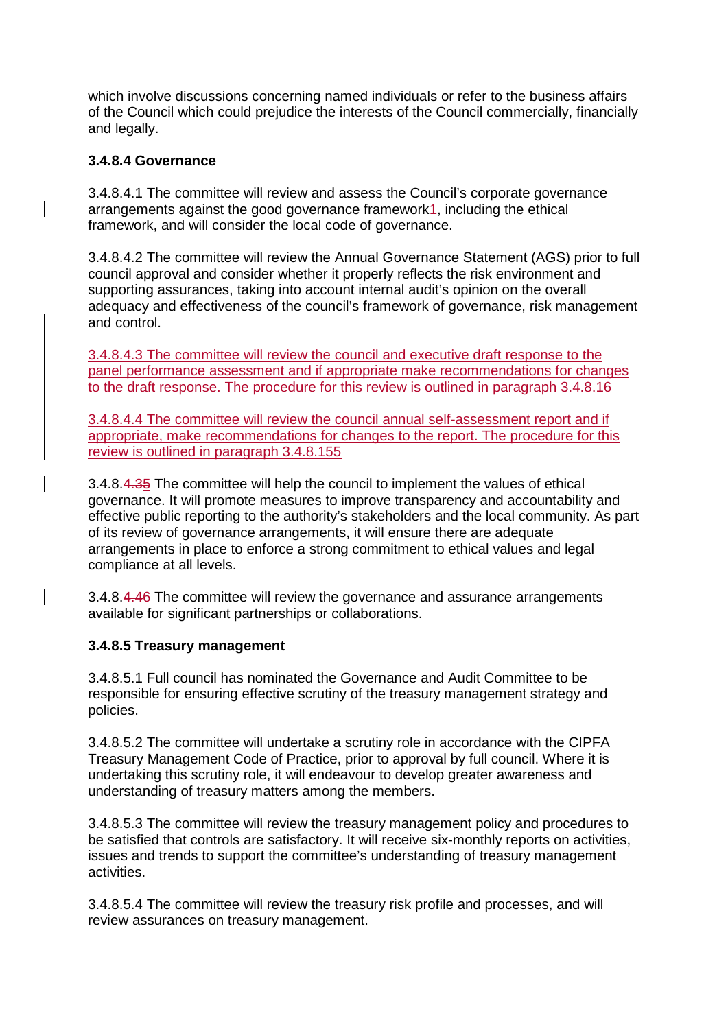which involve discussions concerning named individuals or refer to the business affairs of the Council which could prejudice the interests of the Council commercially, financially and legally.

**3.4.8.4 Governance**

3.4.8.4.1 The committee will review and assess the Council's corporate governance arrangements against the good governance framework1, including the ethical framework, and will consider the local code of governance.

3.4.8.4.2 The committee will review the Annual Governance Statement (AGS) prior to full council approval and consider whether it properly reflects the risk environment and supporting assurances, taking into account internal audit's opinion on the overall adequacy and effectiveness of the council's framework of governance, risk management and control.

3.4.8.4.3 The committee will review the council and executive draft response to the panel performance assessment and if appropriate make recommendations for changes to the draft response. The procedure for this review is outlined in paragraph 3.4.8.16

3.4.8.4.4 The committee will review the council annual self-assessment report and if appropriate, make recommendations for changes to the report. The procedure for this review is outlined in paragraph 3.4.8.155

3.4.8.4.35 The committee will help the council to implement the values of ethical governance. It will promote measures to improve transparency and accountability and effective public reporting to the authority's stakeholders and the local community. As part of its review of governance arrangements, it will ensure there are adequate arrangements in place to enforce a strong commitment to ethical values and legal compliance at all levels.

3.4.8.4.46 The committee will review the governance and assurance arrangements available for significant partnerships or collaborations.

**3.4.8.5 Treasury management**

3.4.8.5.1 Full council has nominated the Governance and Audit Committee to be responsible for ensuring effective scrutiny of the treasury management strategy and policies.

3.4.8.5.2 The committee will undertake a scrutiny role in accordance with the CIPFA Treasury Management Code of Practice, prior to approval by full council. Where it is undertaking this scrutiny role, it will endeavour to develop greater awareness and understanding of treasury matters among the members.

3.4.8.5.3 The committee will review the treasury management policy and procedures to be satisfied that controls are satisfactory. It will receive six-monthly reports on activities, issues and trends to support the committee's understanding of treasury management activities.

3.4.8.5.4 The committee will review the treasury risk profile and processes, and will review assurances on treasury management.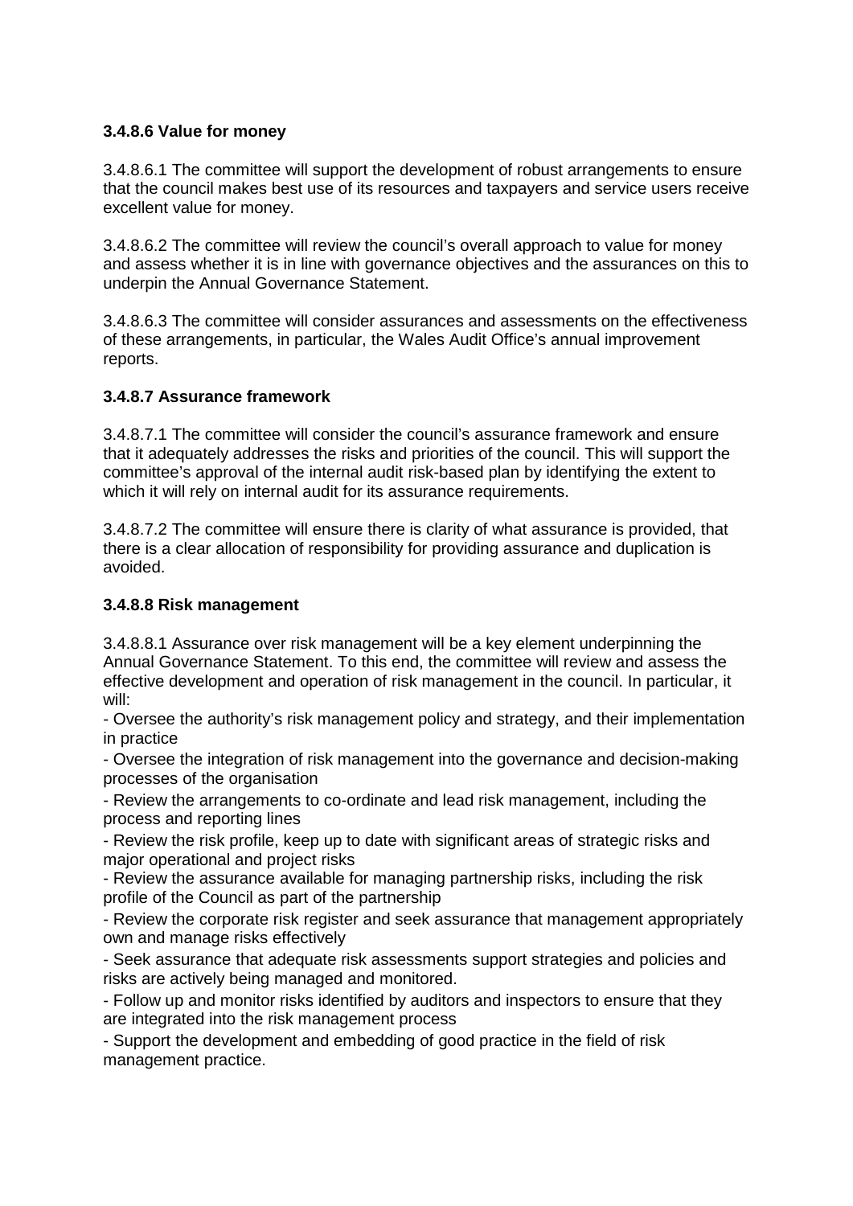### 3.4.8.6 Value for money

3.4.8.6.1 The committee will support the development of robust arrangements to ensure that the council makes best use of its resources and taxpayers and service users receive excellent value for money.

3.4.8.6.2 The committee will review the council's overall approach to value for money and assess whether it is in line with governance objectives and the assurances on this to underpin the Annual Governance Statement.

3.4.8.6.3 The committee will consider assurances and assessments on the effectiveness of these arrangements, in particular, the Wales Audit Office's annual improvement reports.

### 3.4.8.7 Assurance framework

3.4.8.7.1 The committee will consider the council's assurance framework and ensure that it adequately addresses the risks and priorities of the council. This will support the committee's approval of the internal audit risk-based plan by identifying the extent to which it will rely on internal audit for its assurance requirements.

3.4.8.7.2 The committee will ensure there is clarity of what assurance is provided, that there is a clear allocation of responsibility for providing assurance and duplication is avoided.

### 3.4.8.8 Risk management

3.4.8.8.1 Assurance over risk management will be a key element underpinning the Annual Governance Statement. To this end, the committee will review and assess the effective development and operation of risk management in the council. In particular, it will:

- Oversee the authority's risk management policy and strategy, and their implementation in practice
- Oversee the integration of risk management into the governance and decision-making processes of the organisation
- Review the arrangements to co-ordinate and lead risk management, including the process and reporting lines
- Review the risk profile, keep up to date with significant areas of strategic risks and major operational and project risks
- Review the assurance available for managing partnership risks, including the risk profile of the Council as part of the partnership
- Review the corporate risk register and seek assurance that management appropriately own and manage risks effectively
- Seek assurance that adequate risk assessments support strategies and policies and risks are actively being managed and monitored.
- Follow up and monitor risks identified by auditors and inspectors to ensure that they are integrated into the risk management process
- Support the development and embedding of good practice in the field of risk management practice.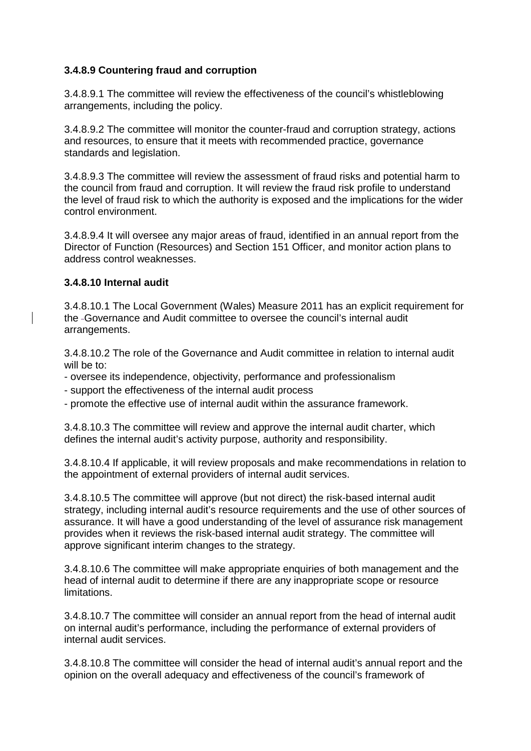**3.4.8.9 Countering fraud and corruption**

3.4.8.9.1 The committee will review the effectiveness of the council's whistleblowing arrangements, including the policy.

3.4.8.9.2 The committee will monitor the counter-fraud and corruption strategy, actions and resources, to ensure that it meets with recommended practice, governance standards and legislation.

3.4.8.9.3 The committee will review the assessment of fraud risks and potential harm to the council from fraud and corruption. It will review the fraud risk profile to understand the level of fraud risk to which the authority is exposed and the implications for the wider control environment.

3.4.8.9.4 It will oversee any major areas of fraud, identified in an annual report from the Director of Function (Resources) and Section 151 Officer, and monitor action plans to address control weaknesses.

**3.4.8.10 Internal audit**

3.4.8.10.1 The Local Government (Wales) Measure 2011 has an explicit requirement for the Governance and Audit committee to oversee the council's internal audit arrangements.

3.4.8.10.2 The role of the Governance and Audit committee in relation to internal audit will be to:

- oversee its independence, objectivity, performance and professionalism
- support the effectiveness of the internal audit process
- promote the effective use of internal audit within the assurance framework.

3.4.8.10.3 The committee will review and approve the internal audit charter, which defines the internal audit's activity purpose, authority and responsibility.

3.4.8.10.4 If applicable, it will review proposals and make recommendations in relation to the appointment of external providers of internal audit services.

3.4.8.10.5 The committee will approve (but not direct) the risk-based internal audit strategy, including internal audit's resource requirements and the use of other sources of assurance. It will have a good understanding of the level of assurance risk management provides when it reviews the risk-based internal audit strategy. The committee will approve significant interim changes to the strategy.

3.4.8.10.6 The committee will make appropriate enquiries of both management and the head of internal audit to determine if there are any inappropriate scope or resource limitations.

3.4.8.10.7 The committee will consider an annual report from the head of internal audit on internal audit's performance, including the performance of external providers of internal audit services.

3.4.8.10.8 The committee will consider the head of internal audit's annual report and the opinion on the overall adequacy and effectiveness of the council's framework of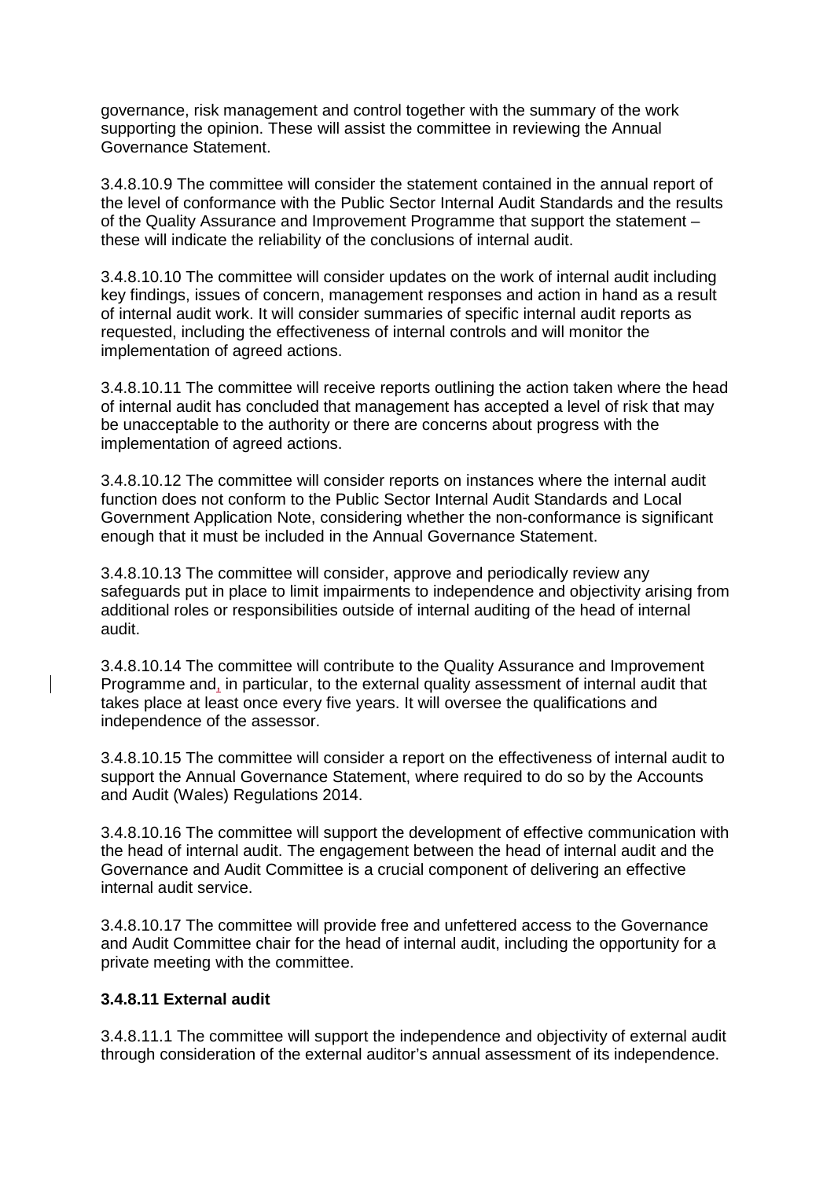governance, risk management and control together with the summary of the work supporting the opinion. These will assist the committee in reviewing the Annual Governance Statement.

3.4.8.10.9 The committee will consider the statement contained in the annual report of the level of conformance with the Public Sector Internal Audit Standards and the results of the Quality Assurance and Improvement Programme that support the statement – these will indicate the reliability of the conclusions of internal audit.

3.4.8.10.10 The committee will consider updates on the work of internal audit including key findings, issues of concern, management responses and action in hand as a result of internal audit work. It will consider summaries of specific internal audit reports as requested, including the effectiveness of internal controls and will monitor the implementation of agreed actions.

3.4.8.10.11 The committee will receive reports outlining the action taken where the head of internal audit has concluded that management has accepted a level of risk that may be unacceptable to the authority or there are concerns about progress with the implementation of agreed actions.

3.4.8.10.12 The committee will consider reports on instances where the internal audit function does not conform to the Public Sector Internal Audit Standards and Local Government Application Note, considering whether the non-conformance is significant enough that it must be included in the Annual Governance Statement.

3.4.8.10.13 The committee will consider, approve and periodically review any safeguards put in place to limit impairments to independence and objectivity arising from additional roles or responsibilities outside of internal auditing of the head of internal audit.

3.4.8.10.14 The committee will contribute to the Quality Assurance and Improvement Programme and, in particular, to the external quality assessment of internal audit that takes place at least once every five years. It will oversee the qualifications and independence of the assessor.

3.4.8.10.15 The committee will consider a report on the effectiveness of internal audit to support the Annual Governance Statement, where required to do so by the Accounts and Audit (Wales) Regulations 2014.

3.4.8.10.16 The committee will support the development of effective communication with the head of internal audit. The engagement between the head of internal audit and the Governance and Audit Committee is a crucial component of delivering an effective internal audit service.

3.4.8.10.17 The committee will provide free and unfettered access to the Governance and Audit Committee chair for the head of internal audit, including the opportunity for a private meeting with the committee.

**3.4.8.11 External audit**

3.4.8.11.1 The committee will support the independence and objectivity of external audit through consideration of the external auditor's annual assessment of its independence.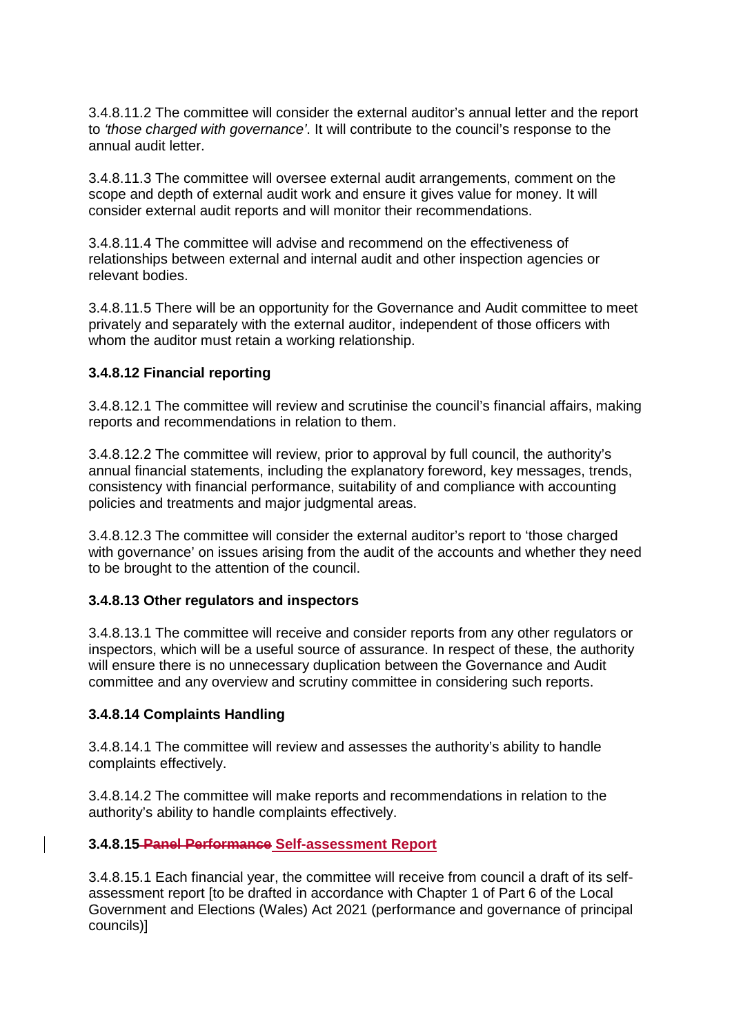3.4.8.11.2 The committee will consider the external auditor's annual letter and the report to *'those charged with governance'*. It will contribute to the council's response to the annual audit letter.

3.4.8.11.3 The committee will oversee external audit arrangements, comment on the scope and depth of external audit work and ensure it gives value for money. It will consider external audit reports and will monitor their recommendations.

3.4.8.11.4 The committee will advise and recommend on the effectiveness of relationships between external and internal audit and other inspection agencies or relevant bodies.

3.4.8.11.5 There will be an opportunity for the Governance and Audit committee to meet privately and separately with the external auditor, independent of those officers with whom the auditor must retain a working relationship.

**3.4.8.12 Financial reporting**

3.4.8.12.1 The committee will review and scrutinise the council's financial affairs, making reports and recommendations in relation to them.

3.4.8.12.2 The committee will review, prior to approval by full council, the authority's annual financial statements, including the explanatory foreword, key messages, trends, consistency with financial performance, suitability of and compliance with accounting policies and treatments and major judgmental areas.

3.4.8.12.3 The committee will consider the external auditor's report to 'those charged with governance' on issues arising from the audit of the accounts and whether they need to be brought to the attention of the council.

**3.4.8.13 Other regulators and inspectors**

3.4.8.13.1 The committee will receive and consider reports from any other regulators or inspectors, which will be a useful source of assurance. In respect of these, the authority will ensure there is no unnecessary duplication between the Governance and Audit committee and any overview and scrutiny committee in considering such reports.

**3.4.8.14 Complaints Handling**

3.4.8.14.1 The committee will review and assesses the authority's ability to handle complaints effectively.

3.4.8.14.2 The committee will make reports and recommendations in relation to the authority's ability to handle complaints effectively.

**3.4.8.15 ~~Panel Performance~~ Self-assessment Report**

3.4.8.15.1 Each financial year, the committee will receive from council a draft of its self-assessment report [to be drafted in accordance with Chapter 1 of Part 6 of the Local Government and Elections (Wales) Act 2021 (performance and governance of principal councils)]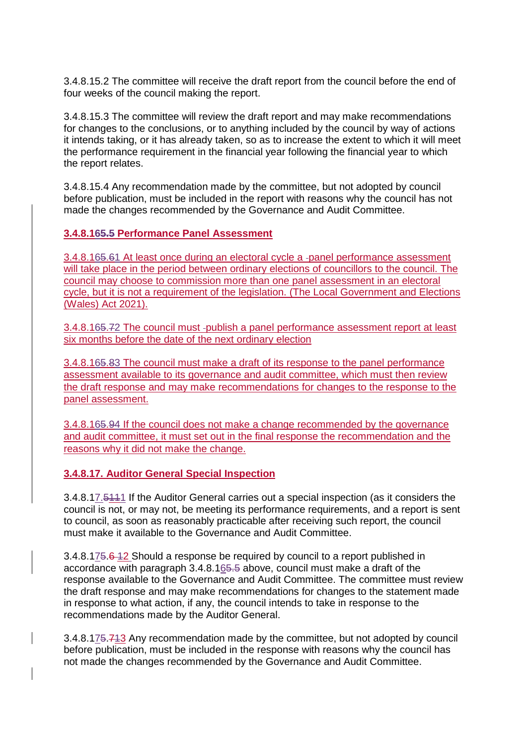3.4.8.15.2 The committee will receive the draft report from the council before the end of four weeks of the council making the report.

3.4.8.15.3 The committee will review the draft report and may make recommendations for changes to the conclusions, or to anything included by the council by way of actions it intends taking, or it has already taken, so as to increase the extent to which it will meet the performance requirement in the financial year following the financial year to which the report relates.

3.4.8.15.4 Any recommendation made by the committee, but not adopted by council before publication, must be included in the report with reasons why the council has not made the changes recommended by the Governance and Audit Committee.

**3.4.8.16~~5.5~~ Performance Panel Assessment**

3.4.8.16~~5.6~~1 At least once during an electoral cycle a panel performance assessment will take place in the period between ordinary elections of councillors to the council. The council may choose to commission more than one panel assessment in an electoral cycle, but it is not a requirement of the legislation. (The Local Government and Elections (Wales) Act 2021).

3.4.8.16~~5.7~~2 The council must publish a panel performance assessment report at least six months before the date of the next ordinary election

3.4.8.16~~5.8~~3 The council must make a draft of its response to the panel performance assessment available to its governance and audit committee, which must then review the draft response and may make recommendations for changes to the response to the panel assessment.

3.4.8.16~~5.9~~4 If the council does not make a change recommended by the governance and audit committee, it must set out in the final response the recommendation and the reasons why it did not make the change.

**3.4.8.17. Auditor General Special Inspection**

3.4.8.17.~~51~~11 If the Auditor General carries out a special inspection (as it considers the council is not, or may not, be meeting its performance requirements, and a report is sent to council, as soon as reasonably practicable after receiving such report, the council must make it available to the Governance and Audit Committee.

3.4.8.17~~5.6~~ 12 Should a response be required by council to a report published in accordance with paragraph 3.4.8.16~~5.5~~ above, council must make a draft of the response available to the Governance and Audit Committee. The committee must review the draft response and may make recommendations for changes to the statement made in response to what action, if any, the council intends to take in response to the recommendations made by the Auditor General.

3.4.8.17~~5.7~~13 Any recommendation made by the committee, but not adopted by council before publication, must be included in the response with reasons why the council has not made the changes recommended by the Governance and Audit Committee.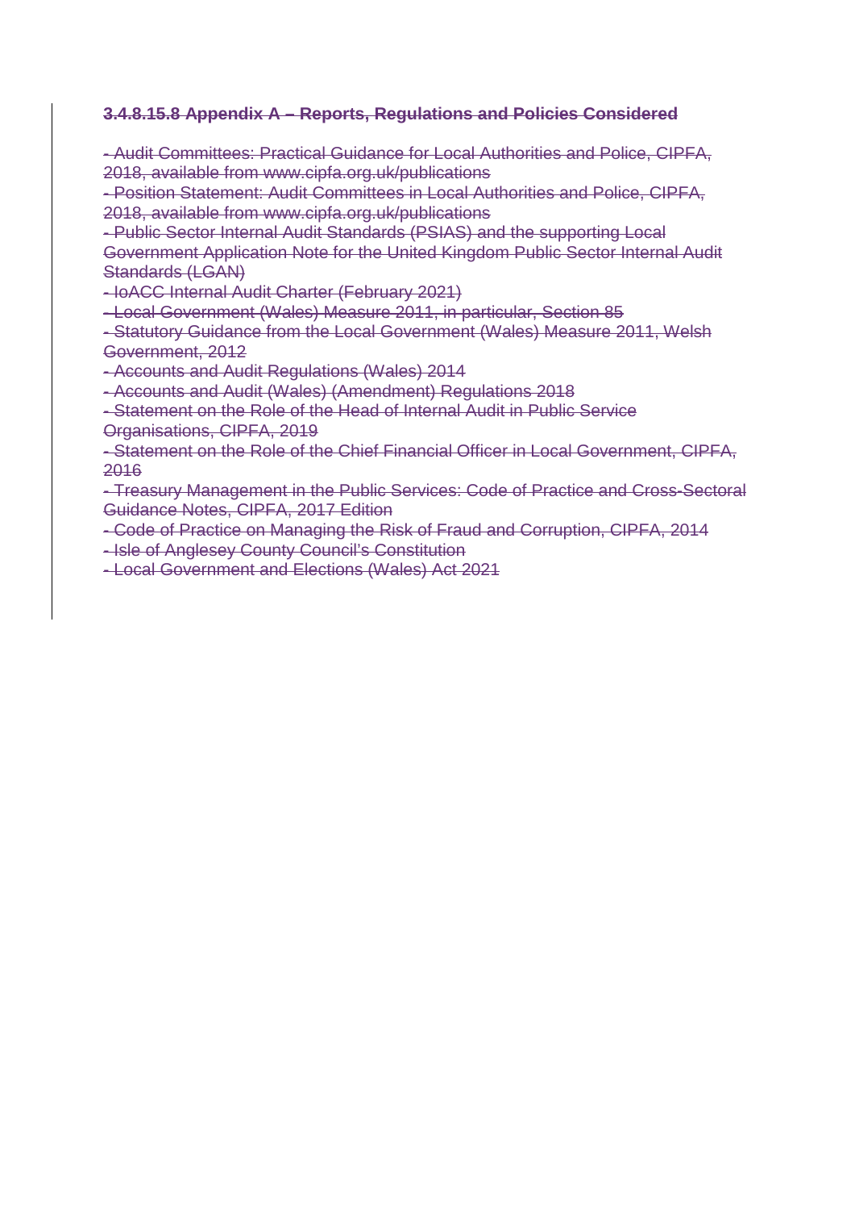### ~~3.4.8.15.8 Appendix A – Reports, Regulations and Policies Considered~~

~~- Audit Committees: Practical Guidance for Local Authorities and Police, CIPFA, 2018, available from www.cipfa.org.uk/publications~~
~~- Position Statement: Audit Committees in Local Authorities and Police, CIPFA, 2018, available from www.cipfa.org.uk/publications~~
~~- Public Sector Internal Audit Standards (PSIAS) and the supporting Local Government Application Note for the United Kingdom Public Sector Internal Audit Standards (LGAN)~~
~~- IoACC Internal Audit Charter (February 2021)~~
~~- Local Government (Wales) Measure 2011, in particular, Section 85~~
~~- Statutory Guidance from the Local Government (Wales) Measure 2011, Welsh Government, 2012~~
~~- Accounts and Audit Regulations (Wales) 2014~~
~~- Accounts and Audit (Wales) (Amendment) Regulations 2018~~
~~- Statement on the Role of the Head of Internal Audit in Public Service Organisations, CIPFA, 2019~~
~~- Statement on the Role of the Chief Financial Officer in Local Government, CIPFA, 2016~~
~~- Treasury Management in the Public Services: Code of Practice and Cross-Sectoral Guidance Notes, CIPFA, 2017 Edition~~
~~- Code of Practice on Managing the Risk of Fraud and Corruption, CIPFA, 2014~~
~~- Isle of Anglesey County Council's Constitution~~
~~- Local Government and Elections (Wales) Act 2021~~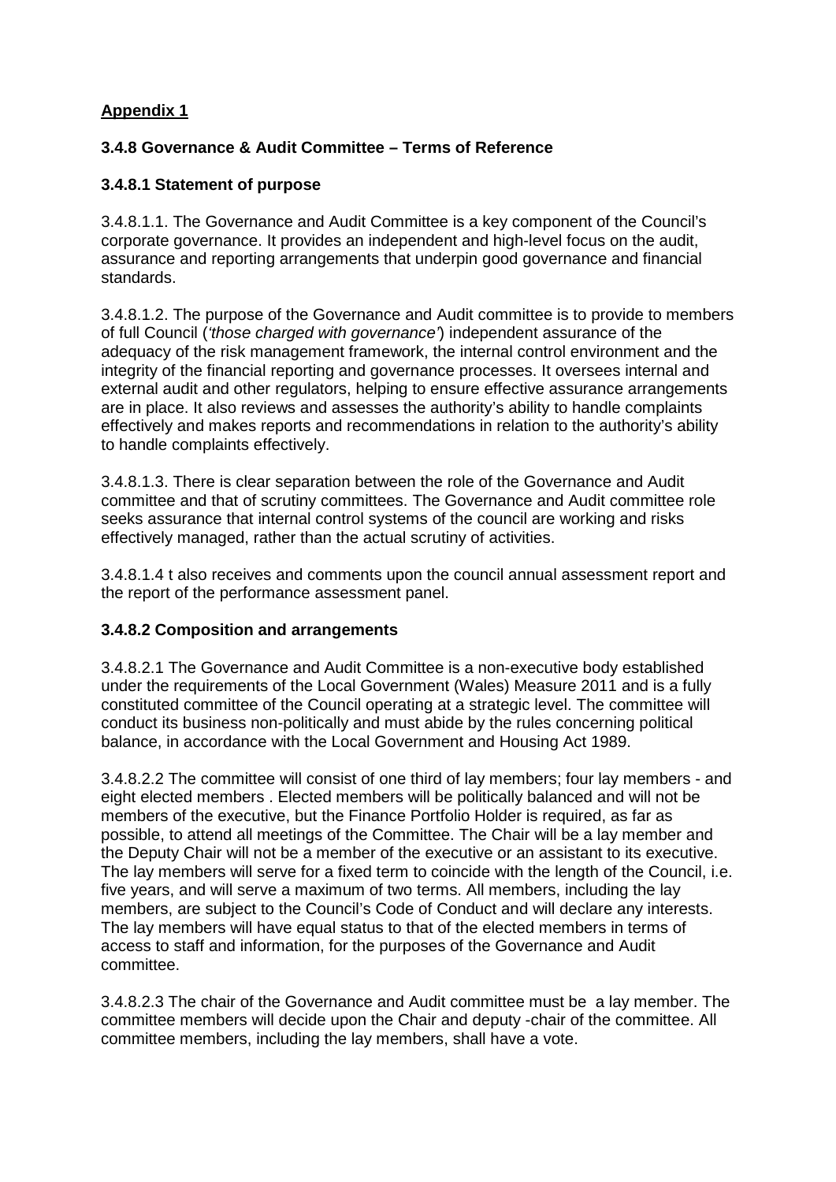**Appendix 1**

### 3.4.8 Governance & Audit Committee – Terms of Reference

#### 3.4.8.1 Statement of purpose

3.4.8.1.1. The Governance and Audit Committee is a key component of the Council's corporate governance. It provides an independent and high-level focus on the audit, assurance and reporting arrangements that underpin good governance and financial standards.

3.4.8.1.2. The purpose of the Governance and Audit committee is to provide to members of full Council (*'those charged with governance'*) independent assurance of the adequacy of the risk management framework, the internal control environment and the integrity of the financial reporting and governance processes. It oversees internal and external audit and other regulators, helping to ensure effective assurance arrangements are in place. It also reviews and assesses the authority's ability to handle complaints effectively and makes reports and recommendations in relation to the authority's ability to handle complaints effectively.

3.4.8.1.3. There is clear separation between the role of the Governance and Audit committee and that of scrutiny committees. The Governance and Audit committee role seeks assurance that internal control systems of the council are working and risks effectively managed, rather than the actual scrutiny of activities.

3.4.8.1.4 t also receives and comments upon the council annual assessment report and the report of the performance assessment panel.

#### 3.4.8.2 Composition and arrangements

3.4.8.2.1 The Governance and Audit Committee is a non-executive body established under the requirements of the Local Government (Wales) Measure 2011 and is a fully constituted committee of the Council operating at a strategic level. The committee will conduct its business non-politically and must abide by the rules concerning political balance, in accordance with the Local Government and Housing Act 1989.

3.4.8.2.2 The committee will consist of one third of lay members; four lay members - and eight elected members . Elected members will be politically balanced and will not be members of the executive, but the Finance Portfolio Holder is required, as far as possible, to attend all meetings of the Committee. The Chair will be a lay member and the Deputy Chair will not be a member of the executive or an assistant to its executive. The lay members will serve for a fixed term to coincide with the length of the Council, i.e. five years, and will serve a maximum of two terms. All members, including the lay members, are subject to the Council's Code of Conduct and will declare any interests. The lay members will have equal status to that of the elected members in terms of access to staff and information, for the purposes of the Governance and Audit committee.

3.4.8.2.3 The chair of the Governance and Audit committee must be a lay member. The committee members will decide upon the Chair and deputy -chair of the committee. All committee members, including the lay members, shall have a vote.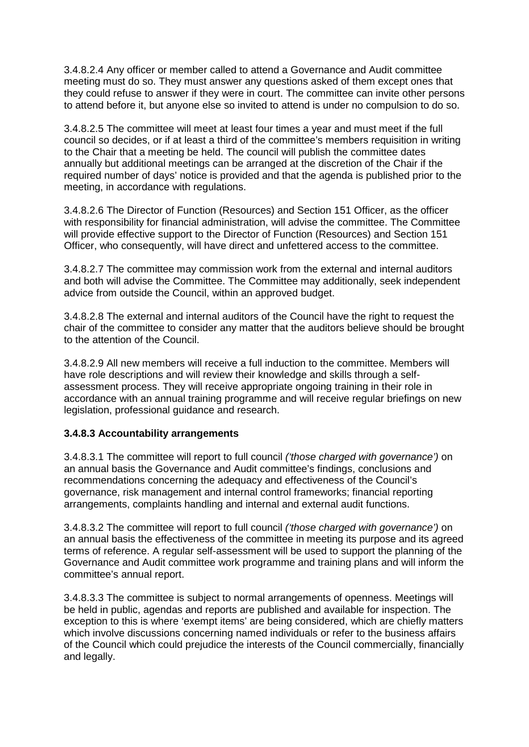3.4.8.2.4 Any officer or member called to attend a Governance and Audit committee meeting must do so. They must answer any questions asked of them except ones that they could refuse to answer if they were in court. The committee can invite other persons to attend before it, but anyone else so invited to attend is under no compulsion to do so.

3.4.8.2.5 The committee will meet at least four times a year and must meet if the full council so decides, or if at least a third of the committee's members requisition in writing to the Chair that a meeting be held. The council will publish the committee dates annually but additional meetings can be arranged at the discretion of the Chair if the required number of days' notice is provided and that the agenda is published prior to the meeting, in accordance with regulations.

3.4.8.2.6 The Director of Function (Resources) and Section 151 Officer, as the officer with responsibility for financial administration, will advise the committee. The Committee will provide effective support to the Director of Function (Resources) and Section 151 Officer, who consequently, will have direct and unfettered access to the committee.

3.4.8.2.7 The committee may commission work from the external and internal auditors and both will advise the Committee. The Committee may additionally, seek independent advice from outside the Council, within an approved budget.

3.4.8.2.8 The external and internal auditors of the Council have the right to request the chair of the committee to consider any matter that the auditors believe should be brought to the attention of the Council.

3.4.8.2.9 All new members will receive a full induction to the committee. Members will have role descriptions and will review their knowledge and skills through a self-assessment process. They will receive appropriate ongoing training in their role in accordance with an annual training programme and will receive regular briefings on new legislation, professional guidance and research.

### 3.4.8.3 Accountability arrangements

3.4.8.3.1 The committee will report to full council *('those charged with governance')* on an annual basis the Governance and Audit committee's findings, conclusions and recommendations concerning the adequacy and effectiveness of the Council's governance, risk management and internal control frameworks; financial reporting arrangements, complaints handling and internal and external audit functions.

3.4.8.3.2 The committee will report to full council *('those charged with governance')* on an annual basis the effectiveness of the committee in meeting its purpose and its agreed terms of reference. A regular self-assessment will be used to support the planning of the Governance and Audit committee work programme and training plans and will inform the committee's annual report.

3.4.8.3.3 The committee is subject to normal arrangements of openness. Meetings will be held in public, agendas and reports are published and available for inspection. The exception to this is where 'exempt items' are being considered, which are chiefly matters which involve discussions concerning named individuals or refer to the business affairs of the Council which could prejudice the interests of the Council commercially, financially and legally.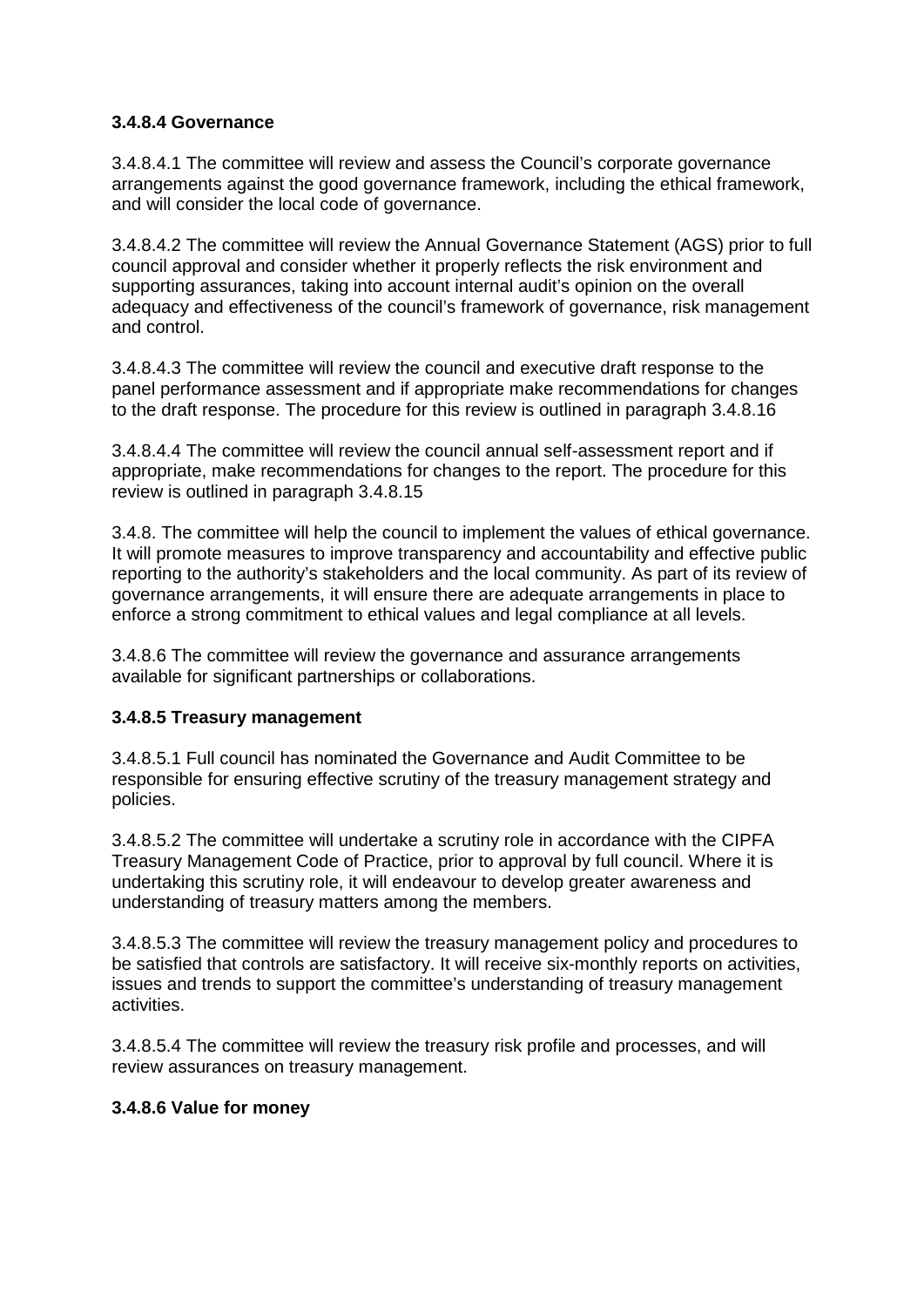**3.4.8.4 Governance**

3.4.8.4.1 The committee will review and assess the Council's corporate governance arrangements against the good governance framework, including the ethical framework, and will consider the local code of governance.

3.4.8.4.2 The committee will review the Annual Governance Statement (AGS) prior to full council approval and consider whether it properly reflects the risk environment and supporting assurances, taking into account internal audit's opinion on the overall adequacy and effectiveness of the council's framework of governance, risk management and control.

3.4.8.4.3 The committee will review the council and executive draft response to the panel performance assessment and if appropriate make recommendations for changes to the draft response. The procedure for this review is outlined in paragraph 3.4.8.16

3.4.8.4.4 The committee will review the council annual self-assessment report and if appropriate, make recommendations for changes to the report. The procedure for this review is outlined in paragraph 3.4.8.15

3.4.8. The committee will help the council to implement the values of ethical governance. It will promote measures to improve transparency and accountability and effective public reporting to the authority's stakeholders and the local community. As part of its review of governance arrangements, it will ensure there are adequate arrangements in place to enforce a strong commitment to ethical values and legal compliance at all levels.

3.4.8.6 The committee will review the governance and assurance arrangements available for significant partnerships or collaborations.

**3.4.8.5 Treasury management**

3.4.8.5.1 Full council has nominated the Governance and Audit Committee to be responsible for ensuring effective scrutiny of the treasury management strategy and policies.

3.4.8.5.2 The committee will undertake a scrutiny role in accordance with the CIPFA Treasury Management Code of Practice, prior to approval by full council. Where it is undertaking this scrutiny role, it will endeavour to develop greater awareness and understanding of treasury matters among the members.

3.4.8.5.3 The committee will review the treasury management policy and procedures to be satisfied that controls are satisfactory. It will receive six-monthly reports on activities, issues and trends to support the committee's understanding of treasury management activities.

3.4.8.5.4 The committee will review the treasury risk profile and processes, and will review assurances on treasury management.

**3.4.8.6 Value for money**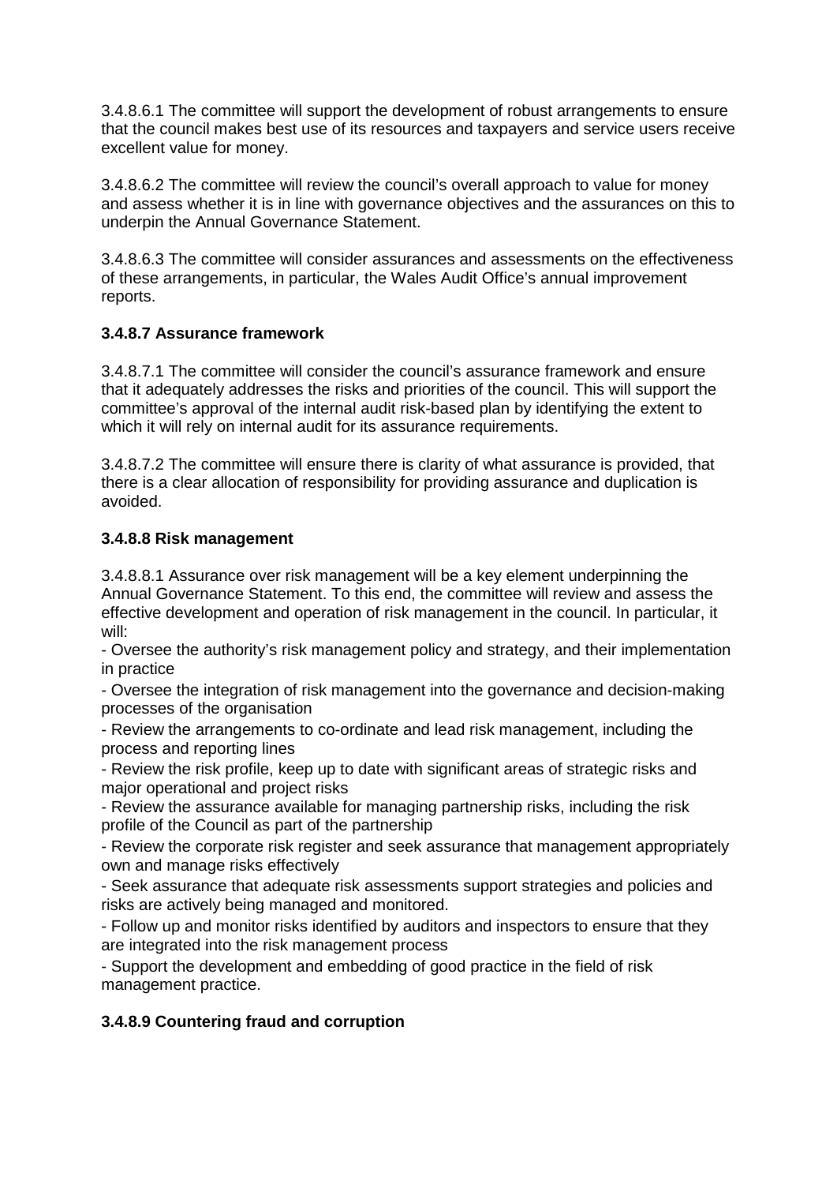3.4.8.6.1 The committee will support the development of robust arrangements to ensure that the council makes best use of its resources and taxpayers and service users receive excellent value for money.

3.4.8.6.2 The committee will review the council's overall approach to value for money and assess whether it is in line with governance objectives and the assurances on this to underpin the Annual Governance Statement.

3.4.8.6.3 The committee will consider assurances and assessments on the effectiveness of these arrangements, in particular, the Wales Audit Office's annual improvement reports.

**3.4.8.7 Assurance framework**

3.4.8.7.1 The committee will consider the council's assurance framework and ensure that it adequately addresses the risks and priorities of the council. This will support the committee's approval of the internal audit risk-based plan by identifying the extent to which it will rely on internal audit for its assurance requirements.

3.4.8.7.2 The committee will ensure there is clarity of what assurance is provided, that there is a clear allocation of responsibility for providing assurance and duplication is avoided.

**3.4.8.8 Risk management**

3.4.8.8.1 Assurance over risk management will be a key element underpinning the Annual Governance Statement. To this end, the committee will review and assess the effective development and operation of risk management in the council. In particular, it will:

- Oversee the authority's risk management policy and strategy, and their implementation in practice
- Oversee the integration of risk management into the governance and decision-making processes of the organisation
- Review the arrangements to co-ordinate and lead risk management, including the process and reporting lines
- Review the risk profile, keep up to date with significant areas of strategic risks and major operational and project risks
- Review the assurance available for managing partnership risks, including the risk profile of the Council as part of the partnership
- Review the corporate risk register and seek assurance that management appropriately own and manage risks effectively
- Seek assurance that adequate risk assessments support strategies and policies and risks are actively being managed and monitored.
- Follow up and monitor risks identified by auditors and inspectors to ensure that they are integrated into the risk management process
- Support the development and embedding of good practice in the field of risk management practice.

**3.4.8.9 Countering fraud and corruption**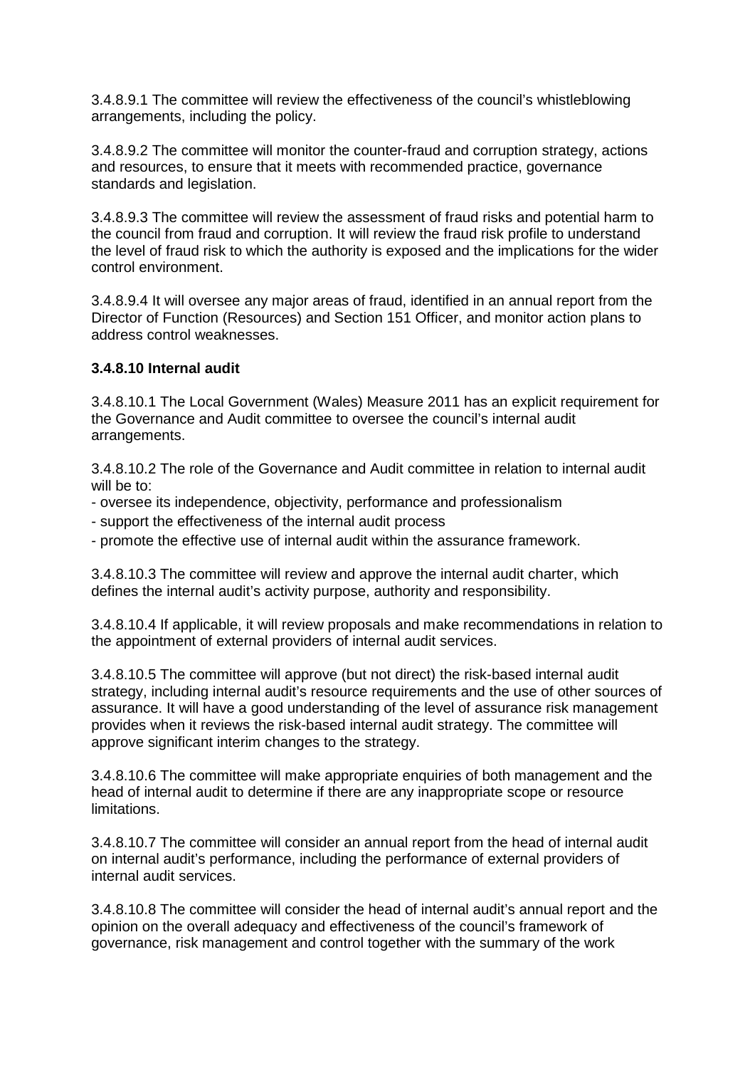3.4.8.9.1 The committee will review the effectiveness of the council's whistleblowing arrangements, including the policy.

3.4.8.9.2 The committee will monitor the counter-fraud and corruption strategy, actions and resources, to ensure that it meets with recommended practice, governance standards and legislation.

3.4.8.9.3 The committee will review the assessment of fraud risks and potential harm to the council from fraud and corruption. It will review the fraud risk profile to understand the level of fraud risk to which the authority is exposed and the implications for the wider control environment.

3.4.8.9.4 It will oversee any major areas of fraud, identified in an annual report from the Director of Function (Resources) and Section 151 Officer, and monitor action plans to address control weaknesses.

**3.4.8.10 Internal audit**

3.4.8.10.1 The Local Government (Wales) Measure 2011 has an explicit requirement for the Governance and Audit committee to oversee the council's internal audit arrangements.

3.4.8.10.2 The role of the Governance and Audit committee in relation to internal audit will be to:

- oversee its independence, objectivity, performance and professionalism
- support the effectiveness of the internal audit process
- promote the effective use of internal audit within the assurance framework.

3.4.8.10.3 The committee will review and approve the internal audit charter, which defines the internal audit's activity purpose, authority and responsibility.

3.4.8.10.4 If applicable, it will review proposals and make recommendations in relation to the appointment of external providers of internal audit services.

3.4.8.10.5 The committee will approve (but not direct) the risk-based internal audit strategy, including internal audit's resource requirements and the use of other sources of assurance. It will have a good understanding of the level of assurance risk management provides when it reviews the risk-based internal audit strategy. The committee will approve significant interim changes to the strategy.

3.4.8.10.6 The committee will make appropriate enquiries of both management and the head of internal audit to determine if there are any inappropriate scope or resource limitations.

3.4.8.10.7 The committee will consider an annual report from the head of internal audit on internal audit's performance, including the performance of external providers of internal audit services.

3.4.8.10.8 The committee will consider the head of internal audit's annual report and the opinion on the overall adequacy and effectiveness of the council's framework of governance, risk management and control together with the summary of the work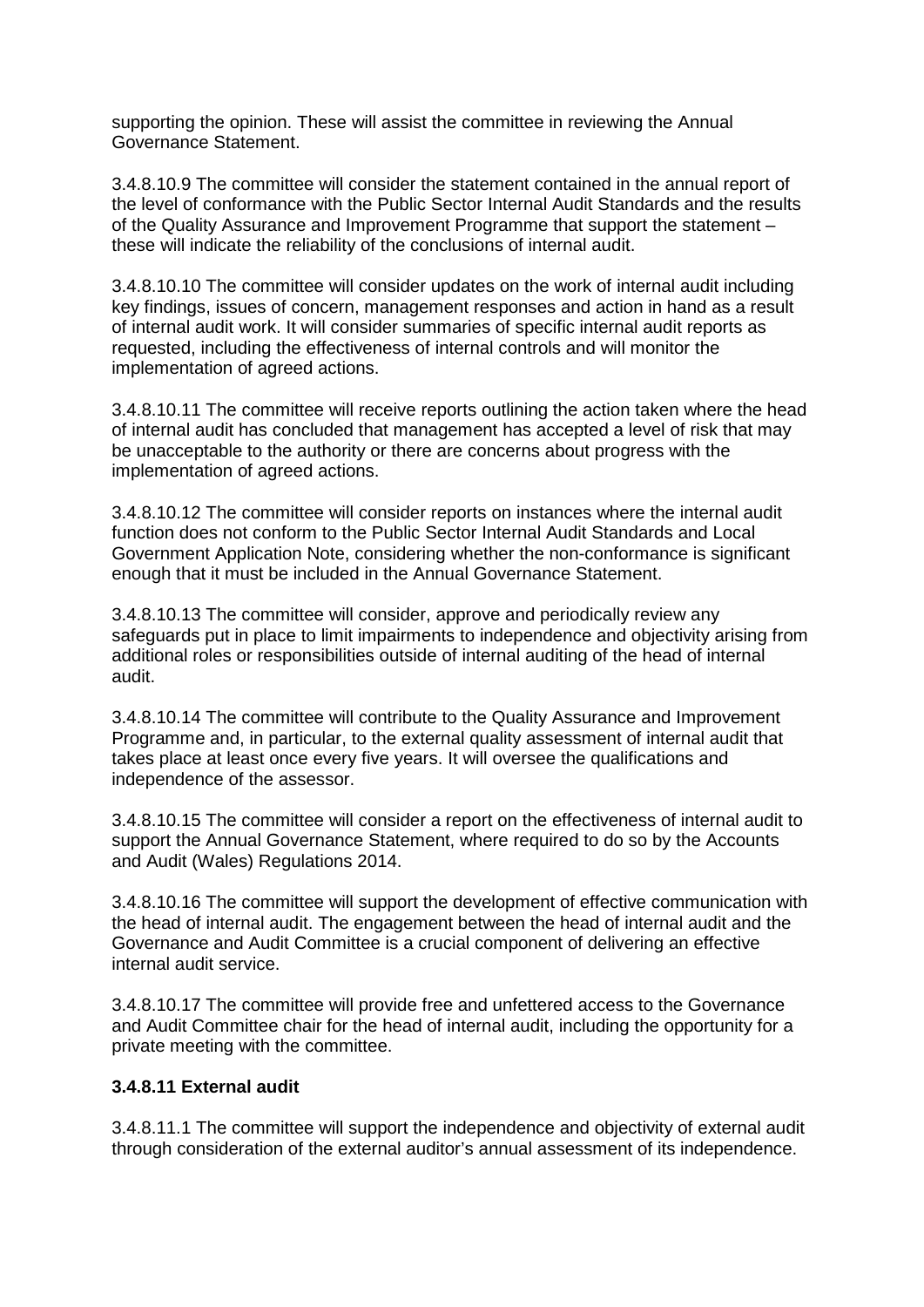supporting the opinion. These will assist the committee in reviewing the Annual Governance Statement.

3.4.8.10.9 The committee will consider the statement contained in the annual report of the level of conformance with the Public Sector Internal Audit Standards and the results of the Quality Assurance and Improvement Programme that support the statement – these will indicate the reliability of the conclusions of internal audit.

3.4.8.10.10 The committee will consider updates on the work of internal audit including key findings, issues of concern, management responses and action in hand as a result of internal audit work. It will consider summaries of specific internal audit reports as requested, including the effectiveness of internal controls and will monitor the implementation of agreed actions.

3.4.8.10.11 The committee will receive reports outlining the action taken where the head of internal audit has concluded that management has accepted a level of risk that may be unacceptable to the authority or there are concerns about progress with the implementation of agreed actions.

3.4.8.10.12 The committee will consider reports on instances where the internal audit function does not conform to the Public Sector Internal Audit Standards and Local Government Application Note, considering whether the non-conformance is significant enough that it must be included in the Annual Governance Statement.

3.4.8.10.13 The committee will consider, approve and periodically review any safeguards put in place to limit impairments to independence and objectivity arising from additional roles or responsibilities outside of internal auditing of the head of internal audit.

3.4.8.10.14 The committee will contribute to the Quality Assurance and Improvement Programme and, in particular, to the external quality assessment of internal audit that takes place at least once every five years. It will oversee the qualifications and independence of the assessor.

3.4.8.10.15 The committee will consider a report on the effectiveness of internal audit to support the Annual Governance Statement, where required to do so by the Accounts and Audit (Wales) Regulations 2014.

3.4.8.10.16 The committee will support the development of effective communication with the head of internal audit. The engagement between the head of internal audit and the Governance and Audit Committee is a crucial component of delivering an effective internal audit service.

3.4.8.10.17 The committee will provide free and unfettered access to the Governance and Audit Committee chair for the head of internal audit, including the opportunity for a private meeting with the committee.

**3.4.8.11 External audit**

3.4.8.11.1 The committee will support the independence and objectivity of external audit through consideration of the external auditor's annual assessment of its independence.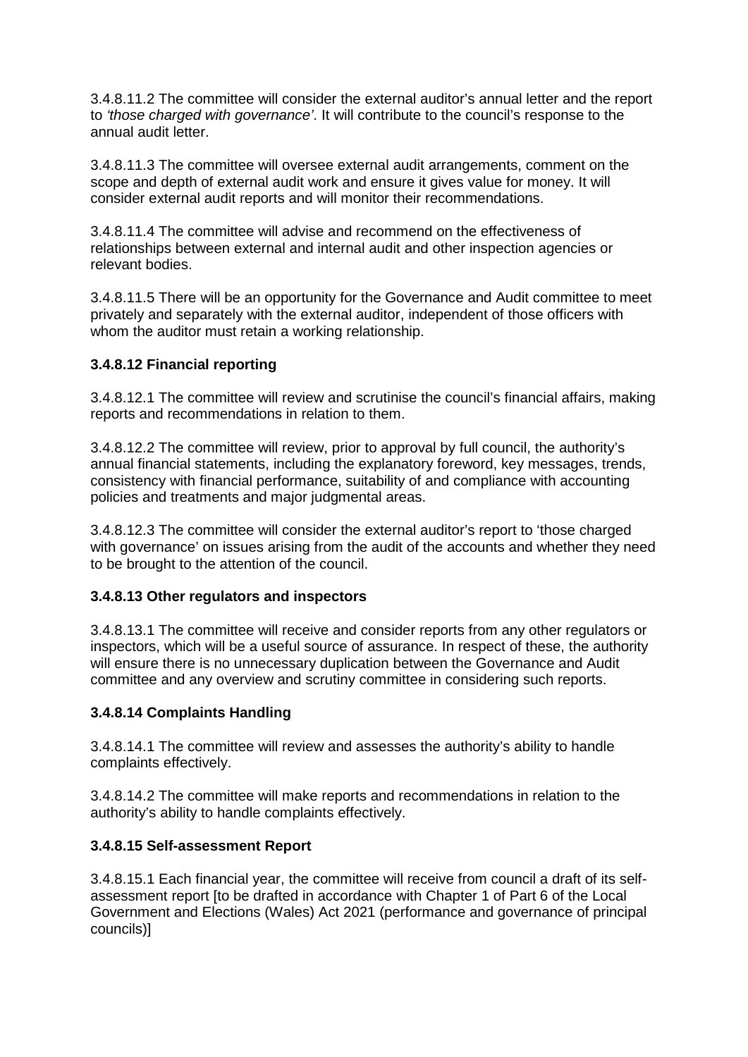3.4.8.11.2 The committee will consider the external auditor's annual letter and the report to *'those charged with governance'*. It will contribute to the council's response to the annual audit letter.

3.4.8.11.3 The committee will oversee external audit arrangements, comment on the scope and depth of external audit work and ensure it gives value for money. It will consider external audit reports and will monitor their recommendations.

3.4.8.11.4 The committee will advise and recommend on the effectiveness of relationships between external and internal audit and other inspection agencies or relevant bodies.

3.4.8.11.5 There will be an opportunity for the Governance and Audit committee to meet privately and separately with the external auditor, independent of those officers with whom the auditor must retain a working relationship.

**3.4.8.12 Financial reporting**

3.4.8.12.1 The committee will review and scrutinise the council's financial affairs, making reports and recommendations in relation to them.

3.4.8.12.2 The committee will review, prior to approval by full council, the authority's annual financial statements, including the explanatory foreword, key messages, trends, consistency with financial performance, suitability of and compliance with accounting policies and treatments and major judgmental areas.

3.4.8.12.3 The committee will consider the external auditor's report to 'those charged with governance' on issues arising from the audit of the accounts and whether they need to be brought to the attention of the council.

**3.4.8.13 Other regulators and inspectors**

3.4.8.13.1 The committee will receive and consider reports from any other regulators or inspectors, which will be a useful source of assurance. In respect of these, the authority will ensure there is no unnecessary duplication between the Governance and Audit committee and any overview and scrutiny committee in considering such reports.

**3.4.8.14 Complaints Handling**

3.4.8.14.1 The committee will review and assesses the authority's ability to handle complaints effectively.

3.4.8.14.2 The committee will make reports and recommendations in relation to the authority's ability to handle complaints effectively.

**3.4.8.15 Self-assessment Report**

3.4.8.15.1 Each financial year, the committee will receive from council a draft of its self-assessment report [to be drafted in accordance with Chapter 1 of Part 6 of the Local Government and Elections (Wales) Act 2021 (performance and governance of principal councils)]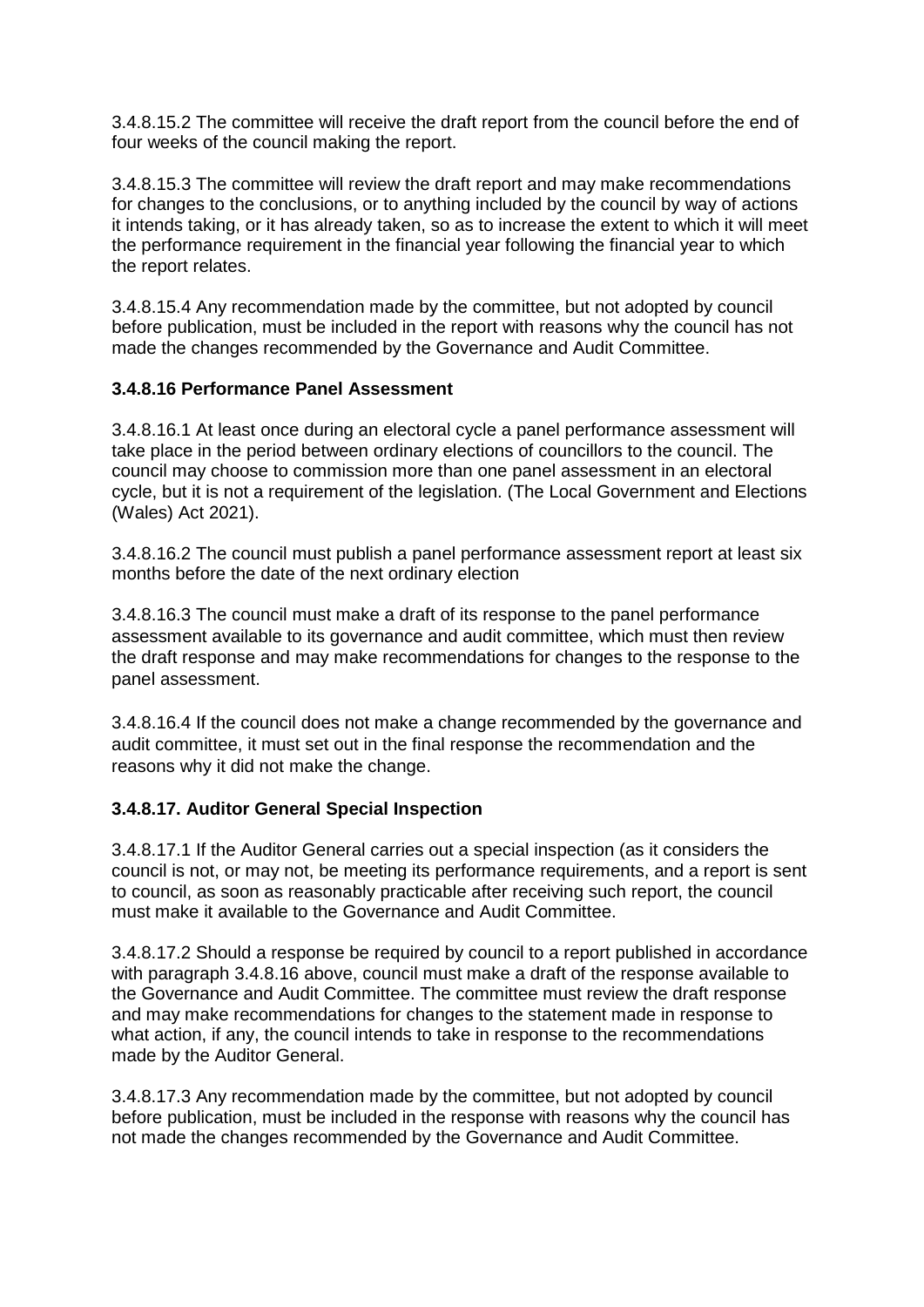3.4.8.15.2 The committee will receive the draft report from the council before the end of four weeks of the council making the report.

3.4.8.15.3 The committee will review the draft report and may make recommendations for changes to the conclusions, or to anything included by the council by way of actions it intends taking, or it has already taken, so as to increase the extent to which it will meet the performance requirement in the financial year following the financial year to which the report relates.

3.4.8.15.4 Any recommendation made by the committee, but not adopted by council before publication, must be included in the report with reasons why the council has not made the changes recommended by the Governance and Audit Committee.

**3.4.8.16 Performance Panel Assessment**

3.4.8.16.1 At least once during an electoral cycle a panel performance assessment will take place in the period between ordinary elections of councillors to the council. The council may choose to commission more than one panel assessment in an electoral cycle, but it is not a requirement of the legislation. (The Local Government and Elections (Wales) Act 2021).

3.4.8.16.2 The council must publish a panel performance assessment report at least six months before the date of the next ordinary election

3.4.8.16.3 The council must make a draft of its response to the panel performance assessment available to its governance and audit committee, which must then review the draft response and may make recommendations for changes to the response to the panel assessment.

3.4.8.16.4 If the council does not make a change recommended by the governance and audit committee, it must set out in the final response the recommendation and the reasons why it did not make the change.

**3.4.8.17. Auditor General Special Inspection**

3.4.8.17.1 If the Auditor General carries out a special inspection (as it considers the council is not, or may not, be meeting its performance requirements, and a report is sent to council, as soon as reasonably practicable after receiving such report, the council must make it available to the Governance and Audit Committee.

3.4.8.17.2 Should a response be required by council to a report published in accordance with paragraph 3.4.8.16 above, council must make a draft of the response available to the Governance and Audit Committee. The committee must review the draft response and may make recommendations for changes to the statement made in response to what action, if any, the council intends to take in response to the recommendations made by the Auditor General.

3.4.8.17.3 Any recommendation made by the committee, but not adopted by council before publication, must be included in the response with reasons why the council has not made the changes recommended by the Governance and Audit Committee.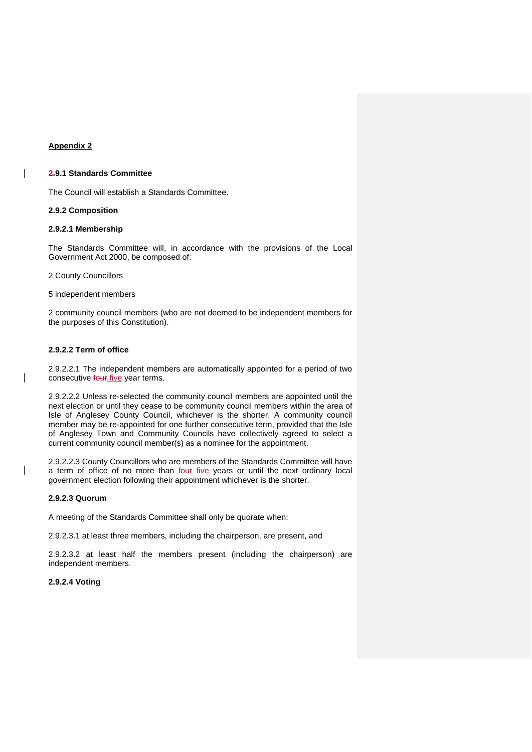**Appendix 2**

**~~2.~~9.1 Standards Committee**

The Council will establish a Standards Committee.

**2.9.2 Composition**

**2.9.2.1 Membership**

The Standards Committee will, in accordance with the provisions of the Local Government Act 2000, be composed of:

2 County Councillors

5 independent members

2 community council members (who are not deemed to be independent members for the purposes of this Constitution).

**2.9.2.2 Term of office**

2.9.2.2.1 The independent members are automatically appointed for a period of two consecutive ~~four~~ five year terms.

2.9.2.2.2 Unless re-selected the community council members are appointed until the next election or until they cease to be community council members within the area of Isle of Anglesey County Council, whichever is the shorter. A community council member may be re-appointed for one further consecutive term, provided that the Isle of Anglesey Town and Community Councils have collectively agreed to select a current community council member(s) as a nominee for the appointment.

2.9.2.2.3 County Councillors who are members of the Standards Committee will have a term of office of no more than ~~four~~ five years or until the next ordinary local government election following their appointment whichever is the shorter.

**2.9.2.3 Quorum**

A meeting of the Standards Committee shall only be quorate when:

2.9.2.3.1 at least three members, including the chairperson, are present, and

2.9.2.3.2 at least half the members present (including the chairperson) are independent members.

**2.9.2.4 Voting**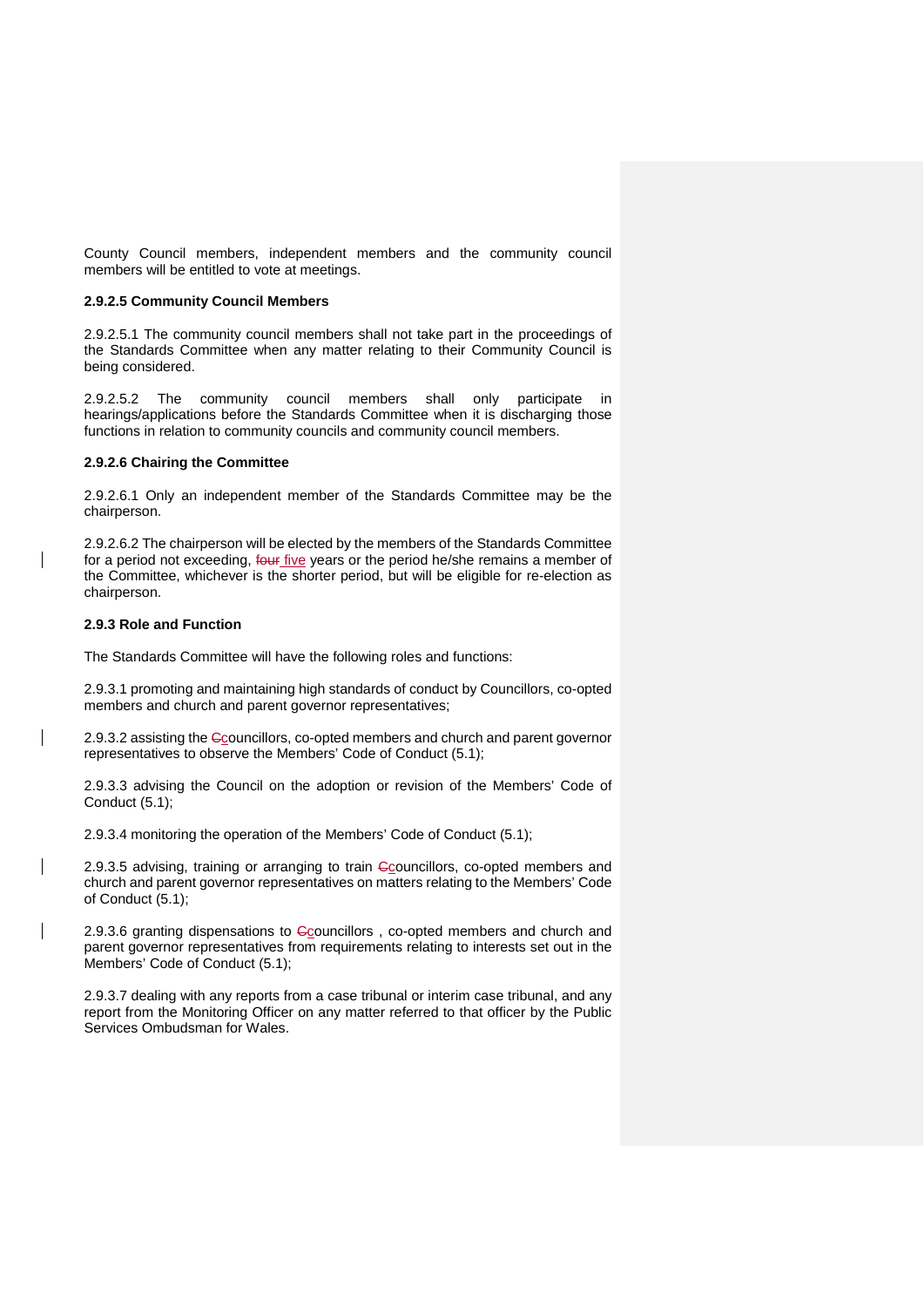County Council members, independent members and the community council members will be entitled to vote at meetings.

**2.9.2.5 Community Council Members**

2.9.2.5.1 The community council members shall not take part in the proceedings of the Standards Committee when any matter relating to their Community Council is being considered.

2.9.2.5.2 The community council members shall only participate in hearings/applications before the Standards Committee when it is discharging those functions in relation to community councils and community council members.

**2.9.2.6 Chairing the Committee**

2.9.2.6.1 Only an independent member of the Standards Committee may be the chairperson.

2.9.2.6.2 The chairperson will be elected by the members of the Standards Committee for a period not exceeding, ~~four~~ five years or the period he/she remains a member of the Committee, whichever is the shorter period, but will be eligible for re-election as chairperson.

**2.9.3 Role and Function**

The Standards Committee will have the following roles and functions:

2.9.3.1 promoting and maintaining high standards of conduct by Councillors, co-opted members and church and parent governor representatives;

2.9.3.2 assisting the ~~C~~councillors, co-opted members and church and parent governor representatives to observe the Members' Code of Conduct (5.1);

2.9.3.3 advising the Council on the adoption or revision of the Members' Code of Conduct (5.1);

2.9.3.4 monitoring the operation of the Members' Code of Conduct (5.1);

2.9.3.5 advising, training or arranging to train ~~C~~councillors, co-opted members and church and parent governor representatives on matters relating to the Members' Code of Conduct (5.1);

2.9.3.6 granting dispensations to ~~C~~councillors , co-opted members and church and parent governor representatives from requirements relating to interests set out in the Members' Code of Conduct (5.1);

2.9.3.7 dealing with any reports from a case tribunal or interim case tribunal, and any report from the Monitoring Officer on any matter referred to that officer by the Public Services Ombudsman for Wales.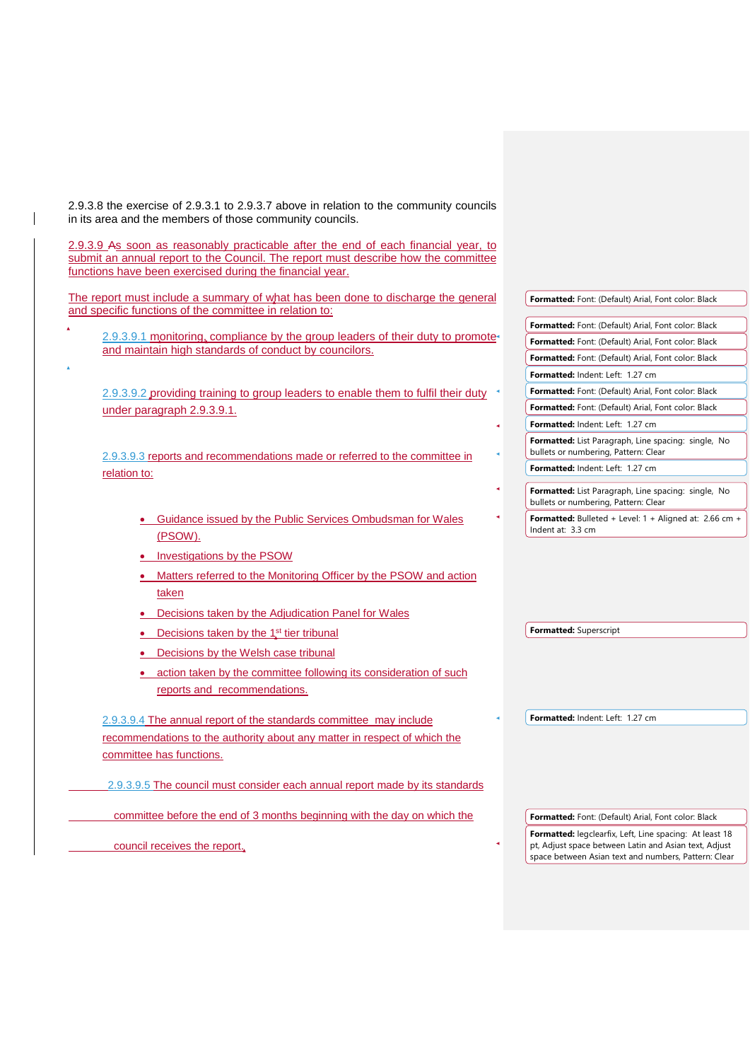2.9.3.8 the exercise of 2.9.3.1 to 2.9.3.7 above in relation to the community councils in its area and the members of those community councils.

2.9.3.9 As soon as reasonably practicable after the end of each financial year, to submit an annual report to the Council. The report must describe how the committee functions have been exercised during the financial year.

The report must include a summary of what has been done to discharge the general and specific functions of the committee in relation to:

2.9.3.9.1 monitoring, compliance by the group leaders of their duty to promote and maintain high standards of conduct by councilors.

2.9.3.9.2 providing training to group leaders to enable them to fulfil their duty under paragraph 2.9.3.9.1.

2.9.3.9.3 reports and recommendations made or referred to the committee in relation to:

- Guidance issued by the Public Services Ombudsman for Wales (PSOW).
- Investigations by the PSOW
- Matters referred to the Monitoring Officer by the PSOW and action taken
- Decisions taken by the Adjudication Panel for Wales
- Decisions taken by the 1st tier tribunal
- Decisions by the Welsh case tribunal
- action taken by the committee following its consideration of such reports and recommendations.

2.9.3.9.4 The annual report of the standards committee may include recommendations to the authority about any matter in respect of which the committee has functions.

2.9.3.9.5 The council must consider each annual report made by its standards committee before the end of 3 months beginning with the day on which the council receives the report.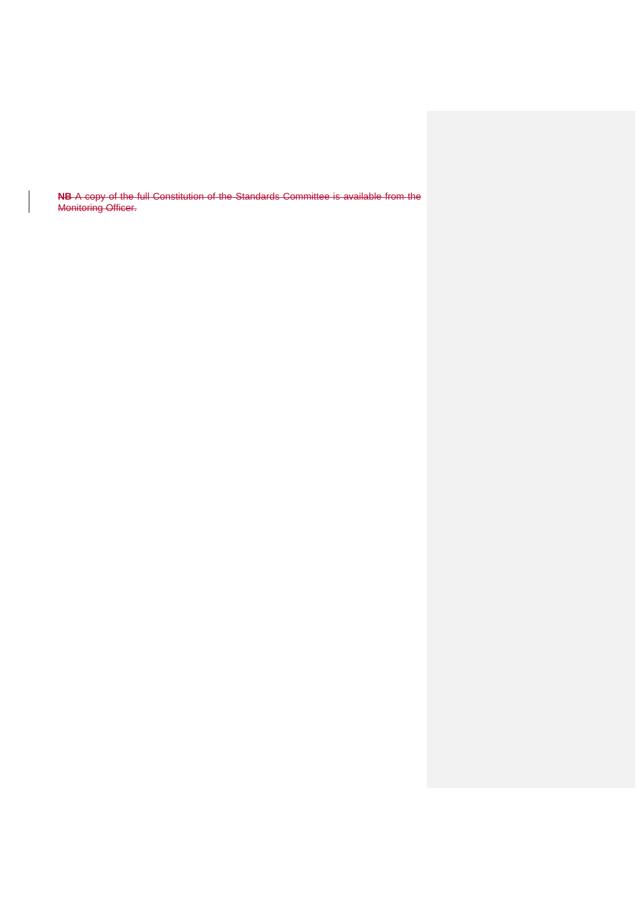**NB** A copy of the full Constitution of the Standards Committee is available from the Monitoring Officer.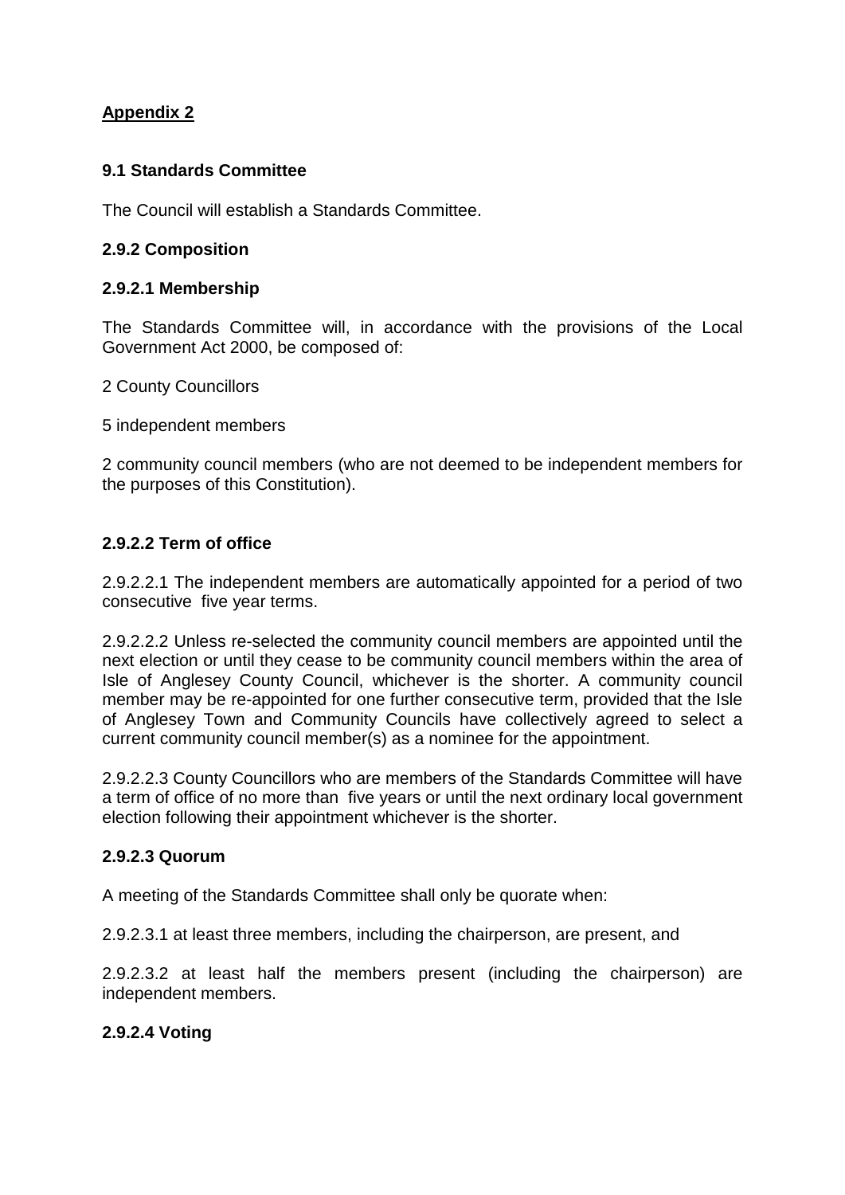## Appendix 2

### 9.1 Standards Committee

The Council will establish a Standards Committee.

### 2.9.2 Composition

#### 2.9.2.1 Membership

The Standards Committee will, in accordance with the provisions of the Local Government Act 2000, be composed of:

2 County Councillors

5 independent members

2 community council members (who are not deemed to be independent members for the purposes of this Constitution).

#### 2.9.2.2 Term of office

2.9.2.2.1 The independent members are automatically appointed for a period of two consecutive five year terms.

2.9.2.2.2 Unless re-selected the community council members are appointed until the next election or until they cease to be community council members within the area of Isle of Anglesey County Council, whichever is the shorter. A community council member may be re-appointed for one further consecutive term, provided that the Isle of Anglesey Town and Community Councils have collectively agreed to select a current community council member(s) as a nominee for the appointment.

2.9.2.2.3 County Councillors who are members of the Standards Committee will have a term of office of no more than five years or until the next ordinary local government election following their appointment whichever is the shorter.

#### 2.9.2.3 Quorum

A meeting of the Standards Committee shall only be quorate when:

2.9.2.3.1 at least three members, including the chairperson, are present, and

2.9.2.3.2 at least half the members present (including the chairperson) are independent members.

#### 2.9.2.4 Voting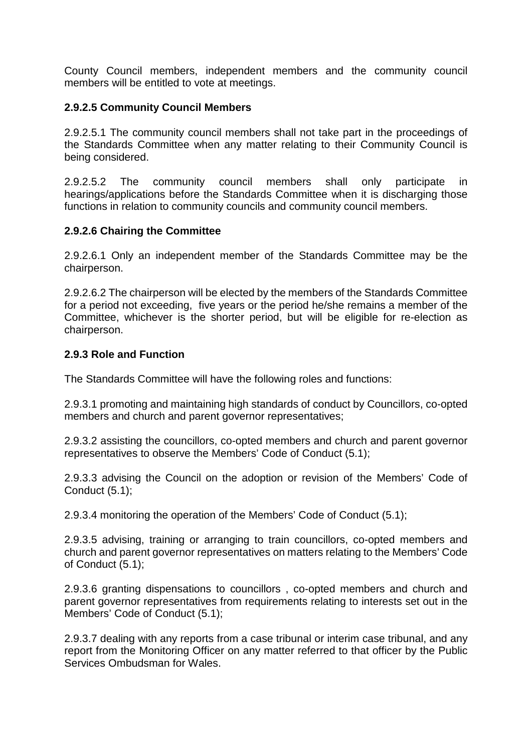County Council members, independent members and the community council members will be entitled to vote at meetings.

**2.9.2.5 Community Council Members**

2.9.2.5.1 The community council members shall not take part in the proceedings of the Standards Committee when any matter relating to their Community Council is being considered.

2.9.2.5.2 The community council members shall only participate in hearings/applications before the Standards Committee when it is discharging those functions in relation to community councils and community council members.

**2.9.2.6 Chairing the Committee**

2.9.2.6.1 Only an independent member of the Standards Committee may be the chairperson.

2.9.2.6.2 The chairperson will be elected by the members of the Standards Committee for a period not exceeding, five years or the period he/she remains a member of the Committee, whichever is the shorter period, but will be eligible for re-election as chairperson.

**2.9.3 Role and Function**

The Standards Committee will have the following roles and functions:

2.9.3.1 promoting and maintaining high standards of conduct by Councillors, co-opted members and church and parent governor representatives;

2.9.3.2 assisting the councillors, co-opted members and church and parent governor representatives to observe the Members' Code of Conduct (5.1);

2.9.3.3 advising the Council on the adoption or revision of the Members' Code of Conduct (5.1);

2.9.3.4 monitoring the operation of the Members' Code of Conduct (5.1);

2.9.3.5 advising, training or arranging to train councillors, co-opted members and church and parent governor representatives on matters relating to the Members' Code of Conduct (5.1);

2.9.3.6 granting dispensations to councillors , co-opted members and church and parent governor representatives from requirements relating to interests set out in the Members' Code of Conduct (5.1);

2.9.3.7 dealing with any reports from a case tribunal or interim case tribunal, and any report from the Monitoring Officer on any matter referred to that officer by the Public Services Ombudsman for Wales.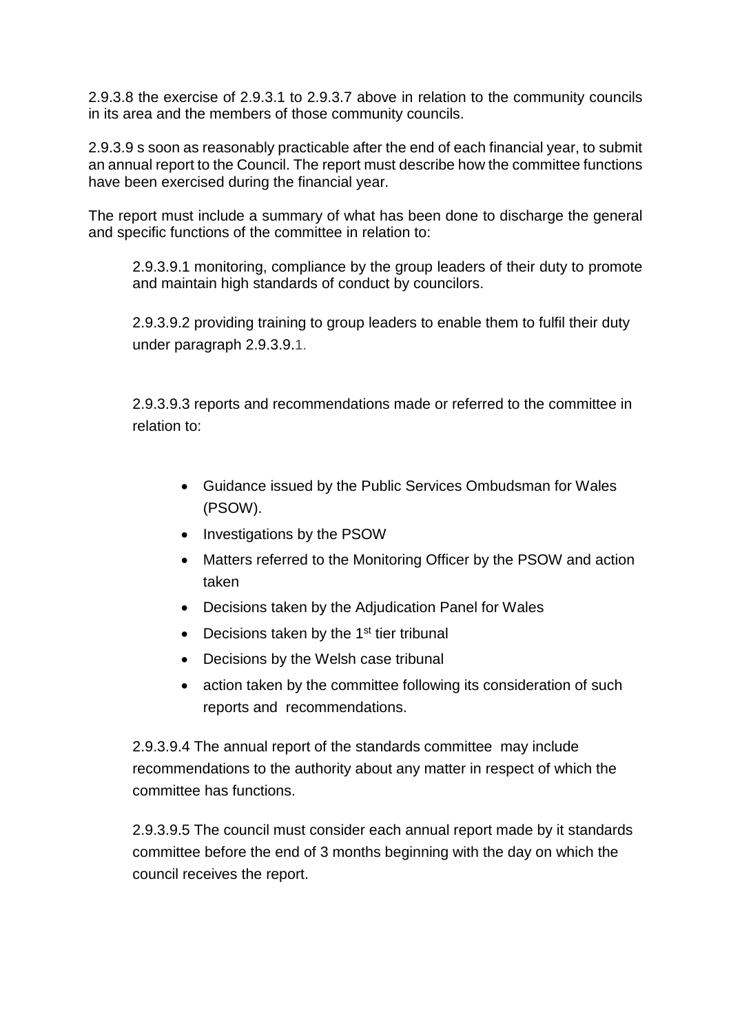2.9.3.8 the exercise of 2.9.3.1 to 2.9.3.7 above in relation to the community councils in its area and the members of those community councils.

2.9.3.9 s soon as reasonably practicable after the end of each financial year, to submit an annual report to the Council. The report must describe how the committee functions have been exercised during the financial year.

The report must include a summary of what has been done to discharge the general and specific functions of the committee in relation to:

2.9.3.9.1 monitoring, compliance by the group leaders of their duty to promote and maintain high standards of conduct by councilors.

2.9.3.9.2 providing training to group leaders to enable them to fulfil their duty under paragraph 2.9.3.9.1.

2.9.3.9.3 reports and recommendations made or referred to the committee in relation to:

- Guidance issued by the Public Services Ombudsman for Wales (PSOW).
- Investigations by the PSOW
- Matters referred to the Monitoring Officer by the PSOW and action taken
- Decisions taken by the Adjudication Panel for Wales
- Decisions taken by the 1st tier tribunal
- Decisions by the Welsh case tribunal
- action taken by the committee following its consideration of such reports and recommendations.

2.9.3.9.4 The annual report of the standards committee may include recommendations to the authority about any matter in respect of which the committee has functions.

2.9.3.9.5 The council must consider each annual report made by it standards committee before the end of 3 months beginning with the day on which the council receives the report.